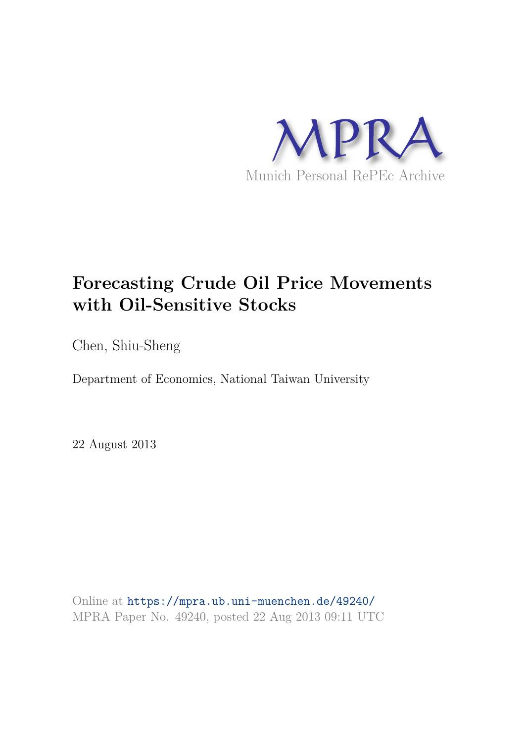MPRA

Munich Personal RePEc Archive

# Forecasting Crude Oil Price Movements with Oil-Sensitive Stocks

Chen, Shiu-Sheng

Department of Economics, National Taiwan University

22 August 2013

Online at https://mpra.ub.uni-muenchen.de/49240/
MPRA Paper No. 49240, posted 22 Aug 2013 09:11 UTC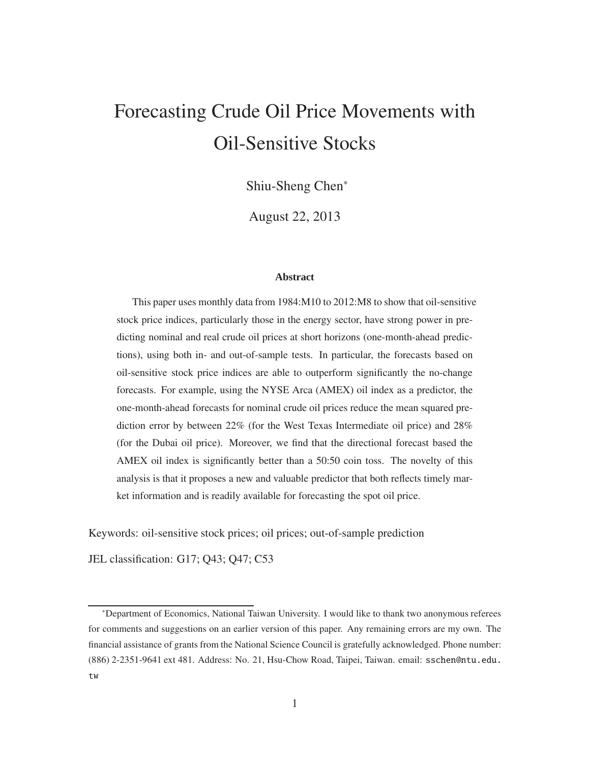# Forecasting Crude Oil Price Movements with Oil-Sensitive Stocks

Shiu-Sheng Chen*

August 22, 2013

### Abstract

This paper uses monthly data from 1984:M10 to 2012:M8 to show that oil-sensitive stock price indices, particularly those in the energy sector, have strong power in predicting nominal and real crude oil prices at short horizons (one-month-ahead predictions), using both in- and out-of-sample tests. In particular, the forecasts based on oil-sensitive stock price indices are able to outperform significantly the no-change forecasts. For example, using the NYSE Arca (AMEX) oil index as a predictor, the one-month-ahead forecasts for nominal crude oil prices reduce the mean squared prediction error by between 22% (for the West Texas Intermediate oil price) and 28% (for the Dubai oil price). Moreover, we find that the directional forecast based the AMEX oil index is significantly better than a 50:50 coin toss. The novelty of this analysis is that it proposes a new and valuable predictor that both reflects timely market information and is readily available for forecasting the spot oil price.

Keywords: oil-sensitive stock prices; oil prices; out-of-sample prediction

JEL classification: G17; Q43; Q47; C53

---

*Department of Economics, National Taiwan University. I would like to thank two anonymous referees for comments and suggestions on an earlier version of this paper. Any remaining errors are my own. The financial assistance of grants from the National Science Council is gratefully acknowledged. Phone number: (886) 2-2351-9641 ext 481. Address: No. 21, Hsu-Chow Road, Taipei, Taiwan. email: sschen@ntu.edu.tw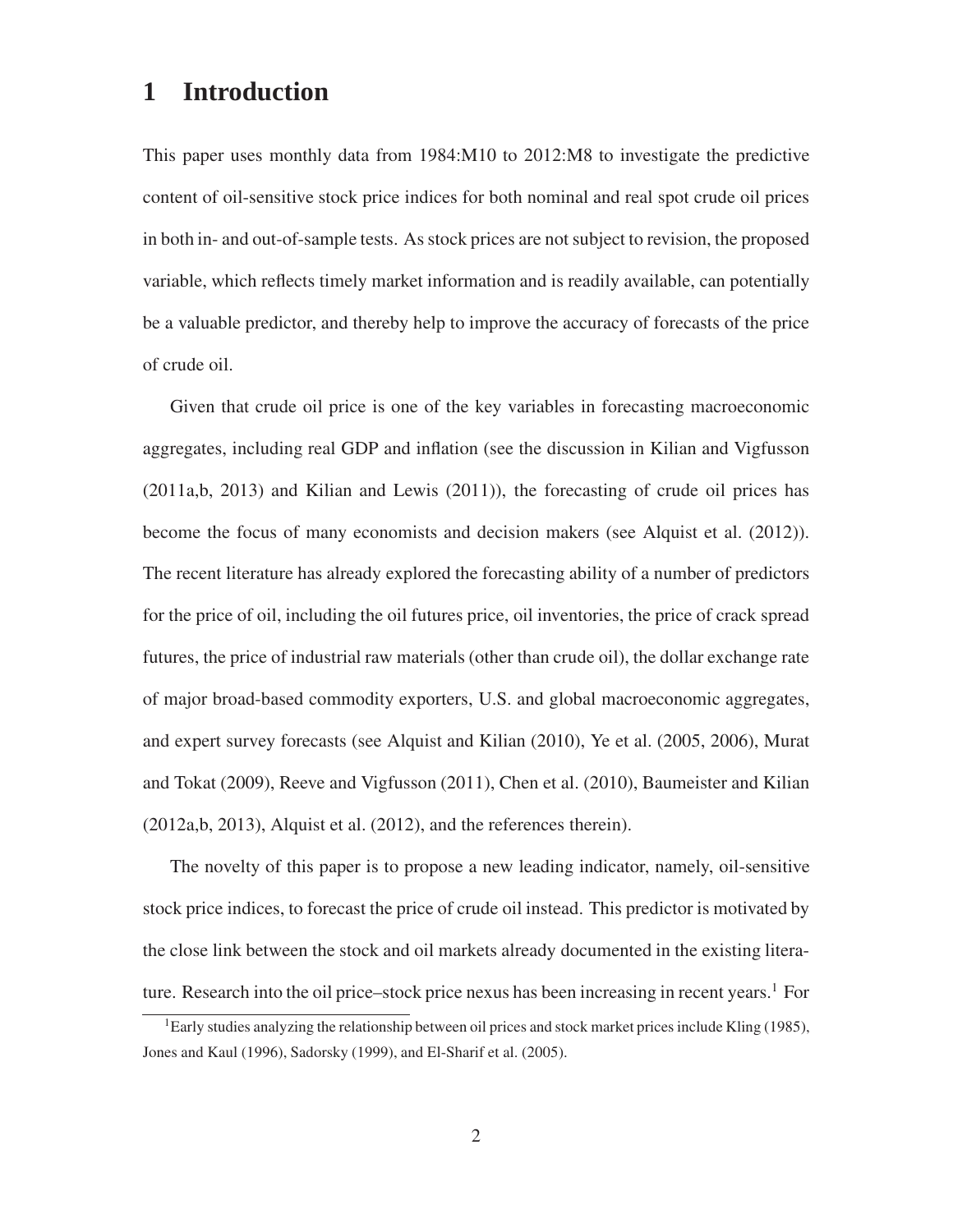# 1 Introduction

This paper uses monthly data from 1984:M10 to 2012:M8 to investigate the predictive content of oil-sensitive stock price indices for both nominal and real spot crude oil prices in both in- and out-of-sample tests. As stock prices are not subject to revision, the proposed variable, which reflects timely market information and is readily available, can potentially be a valuable predictor, and thereby help to improve the accuracy of forecasts of the price of crude oil.

Given that crude oil price is one of the key variables in forecasting macroeconomic aggregates, including real GDP and inflation (see the discussion in Kilian and Vigfusson (2011a,b, 2013) and Kilian and Lewis (2011)), the forecasting of crude oil prices has become the focus of many economists and decision makers (see Alquist et al. (2012)). The recent literature has already explored the forecasting ability of a number of predictors for the price of oil, including the oil futures price, oil inventories, the price of crack spread futures, the price of industrial raw materials (other than crude oil), the dollar exchange rate of major broad-based commodity exporters, U.S. and global macroeconomic aggregates, and expert survey forecasts (see Alquist and Kilian (2010), Ye et al. (2005, 2006), Murat and Tokat (2009), Reeve and Vigfusson (2011), Chen et al. (2010), Baumeister and Kilian (2012a,b, 2013), Alquist et al. (2012), and the references therein).

The novelty of this paper is to propose a new leading indicator, namely, oil-sensitive stock price indices, to forecast the price of crude oil instead. This predictor is motivated by the close link between the stock and oil markets already documented in the existing literature. Research into the oil price–stock price nexus has been increasing in recent years.[1] For

[1]Early studies analyzing the relationship between oil prices and stock market prices include Kling (1985), Jones and Kaul (1996), Sadorsky (1999), and El-Sharif et al. (2005).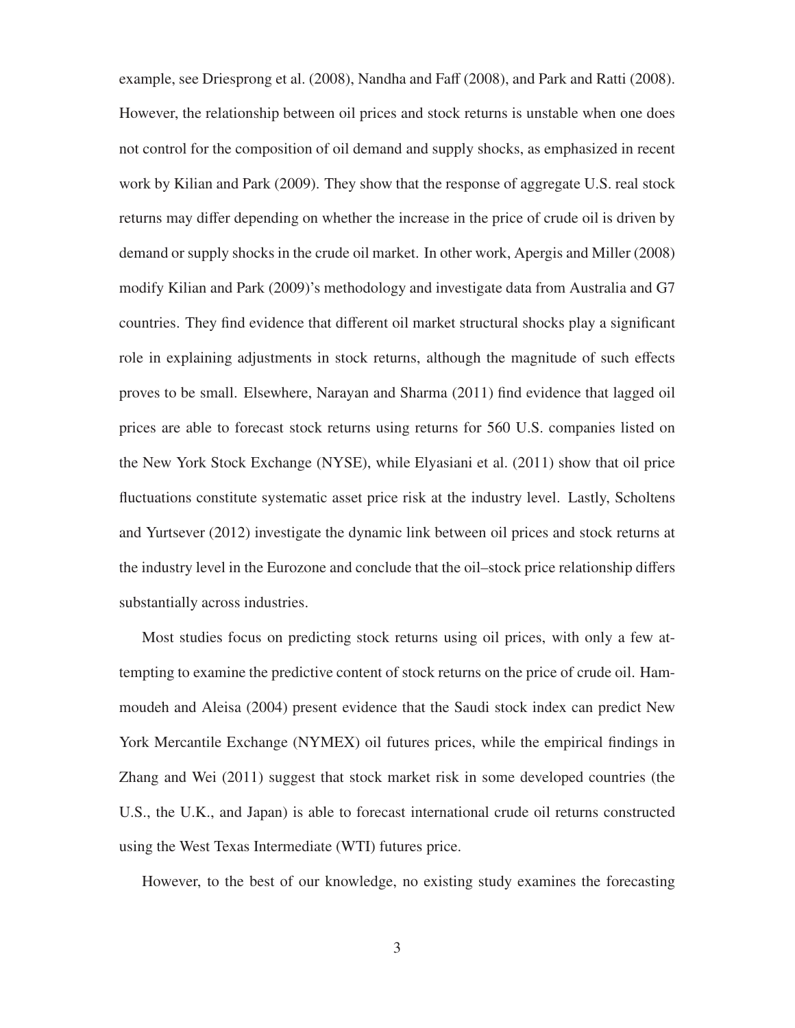example, see Driesprong et al. (2008), Nandha and Faff (2008), and Park and Ratti (2008). However, the relationship between oil prices and stock returns is unstable when one does not control for the composition of oil demand and supply shocks, as emphasized in recent work by Kilian and Park (2009). They show that the response of aggregate U.S. real stock returns may differ depending on whether the increase in the price of crude oil is driven by demand or supply shocks in the crude oil market. In other work, Apergis and Miller (2008) modify Kilian and Park (2009)'s methodology and investigate data from Australia and G7 countries. They find evidence that different oil market structural shocks play a significant role in explaining adjustments in stock returns, although the magnitude of such effects proves to be small. Elsewhere, Narayan and Sharma (2011) find evidence that lagged oil prices are able to forecast stock returns using returns for 560 U.S. companies listed on the New York Stock Exchange (NYSE), while Elyasiani et al. (2011) show that oil price fluctuations constitute systematic asset price risk at the industry level. Lastly, Scholtens and Yurtsever (2012) investigate the dynamic link between oil prices and stock returns at the industry level in the Eurozone and conclude that the oil–stock price relationship differs substantially across industries.

Most studies focus on predicting stock returns using oil prices, with only a few attempting to examine the predictive content of stock returns on the price of crude oil. Hammoudeh and Aleisa (2004) present evidence that the Saudi stock index can predict New York Mercantile Exchange (NYMEX) oil futures prices, while the empirical findings in Zhang and Wei (2011) suggest that stock market risk in some developed countries (the U.S., the U.K., and Japan) is able to forecast international crude oil returns constructed using the West Texas Intermediate (WTI) futures price.

However, to the best of our knowledge, no existing study examines the forecasting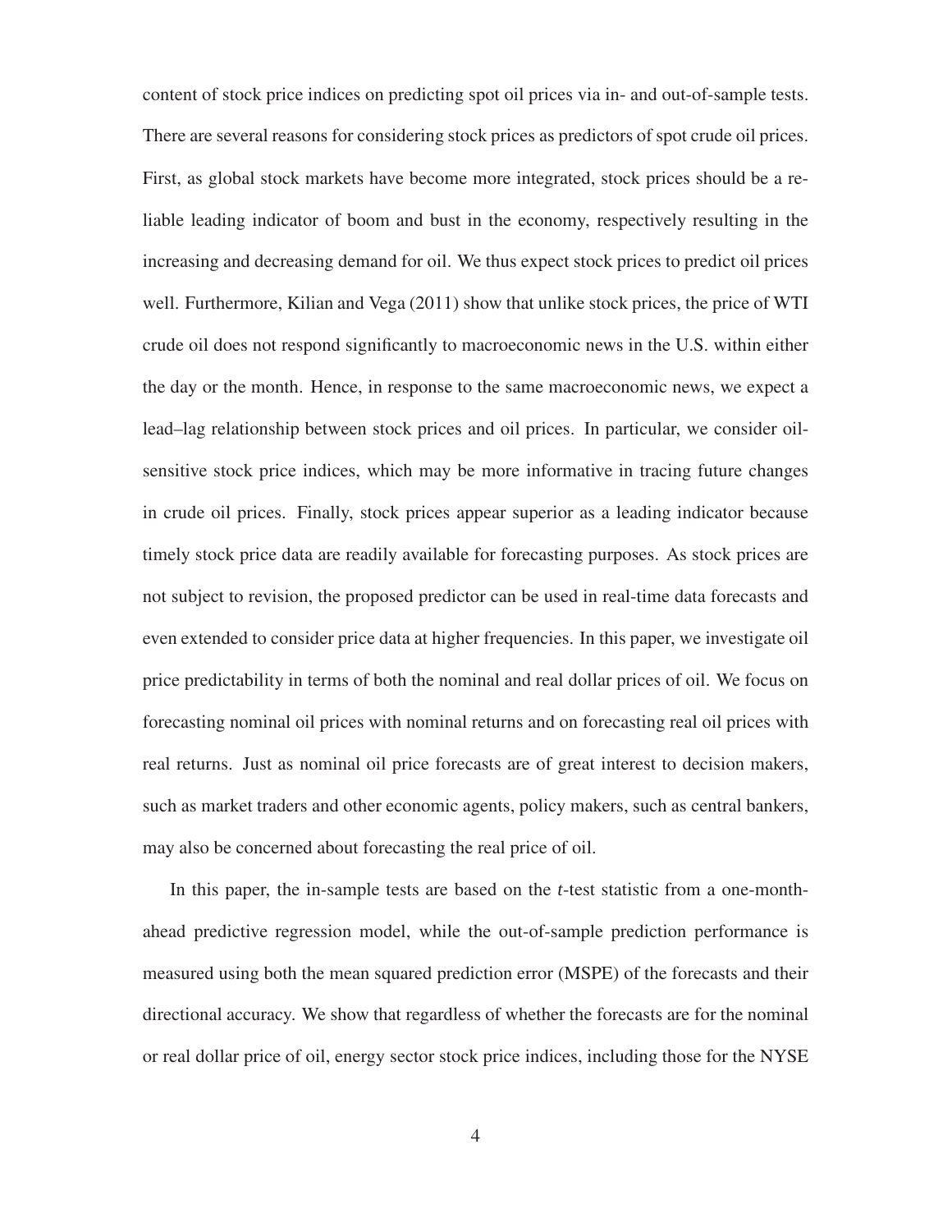content of stock price indices on predicting spot oil prices via in- and out-of-sample tests. There are several reasons for considering stock prices as predictors of spot crude oil prices. First, as global stock markets have become more integrated, stock prices should be a reliable leading indicator of boom and bust in the economy, respectively resulting in the increasing and decreasing demand for oil. We thus expect stock prices to predict oil prices well. Furthermore, Kilian and Vega (2011) show that unlike stock prices, the price of WTI crude oil does not respond significantly to macroeconomic news in the U.S. within either the day or the month. Hence, in response to the same macroeconomic news, we expect a lead–lag relationship between stock prices and oil prices. In particular, we consider oil-sensitive stock price indices, which may be more informative in tracing future changes in crude oil prices. Finally, stock prices appear superior as a leading indicator because timely stock price data are readily available for forecasting purposes. As stock prices are not subject to revision, the proposed predictor can be used in real-time data forecasts and even extended to consider price data at higher frequencies. In this paper, we investigate oil price predictability in terms of both the nominal and real dollar prices of oil. We focus on forecasting nominal oil prices with nominal returns and on forecasting real oil prices with real returns. Just as nominal oil price forecasts are of great interest to decision makers, such as market traders and other economic agents, policy makers, such as central bankers, may also be concerned about forecasting the real price of oil.

In this paper, the in-sample tests are based on the *t*-test statistic from a one-month-ahead predictive regression model, while the out-of-sample prediction performance is measured using both the mean squared prediction error (MSPE) of the forecasts and their directional accuracy. We show that regardless of whether the forecasts are for the nominal or real dollar price of oil, energy sector stock price indices, including those for the NYSE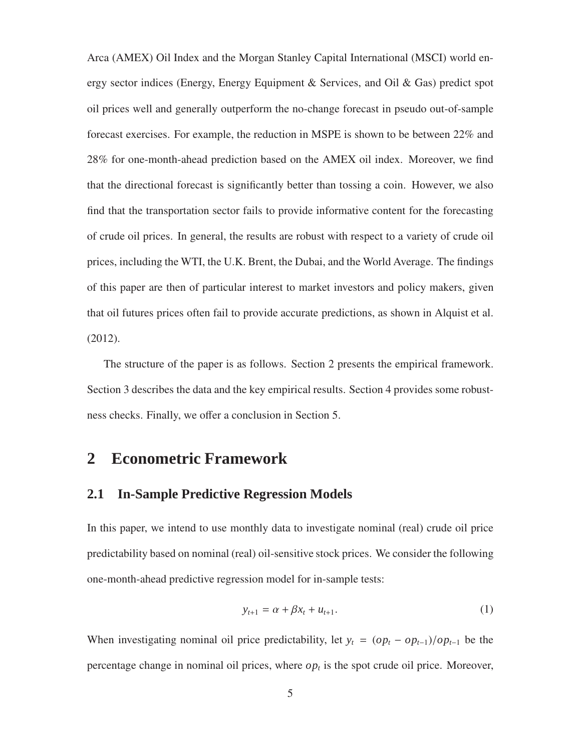Arca (AMEX) Oil Index and the Morgan Stanley Capital International (MSCI) world energy sector indices (Energy, Energy Equipment & Services, and Oil & Gas) predict spot oil prices well and generally outperform the no-change forecast in pseudo out-of-sample forecast exercises. For example, the reduction in MSPE is shown to be between 22% and 28% for one-month-ahead prediction based on the AMEX oil index. Moreover, we find that the directional forecast is significantly better than tossing a coin. However, we also find that the transportation sector fails to provide informative content for the forecasting of crude oil prices. In general, the results are robust with respect to a variety of crude oil prices, including the WTI, the U.K. Brent, the Dubai, and the World Average. The findings of this paper are then of particular interest to market investors and policy makers, given that oil futures prices often fail to provide accurate predictions, as shown in Alquist et al. (2012).

The structure of the paper is as follows. Section 2 presents the empirical framework. Section 3 describes the data and the key empirical results. Section 4 provides some robustness checks. Finally, we offer a conclusion in Section 5.

## 2 Econometric Framework

### 2.1 In-Sample Predictive Regression Models

In this paper, we intend to use monthly data to investigate nominal (real) crude oil price predictability based on nominal (real) oil-sensitive stock prices. We consider the following one-month-ahead predictive regression model for in-sample tests:

$$y_{t+1} = \alpha + \beta x_t + u_{t+1}. \tag{1}$$

When investigating nominal oil price predictability, let $y_t = (op_t - op_{t-1})/op_{t-1}$ be the percentage change in nominal oil prices, where $op_t$ is the spot crude oil price. Moreover,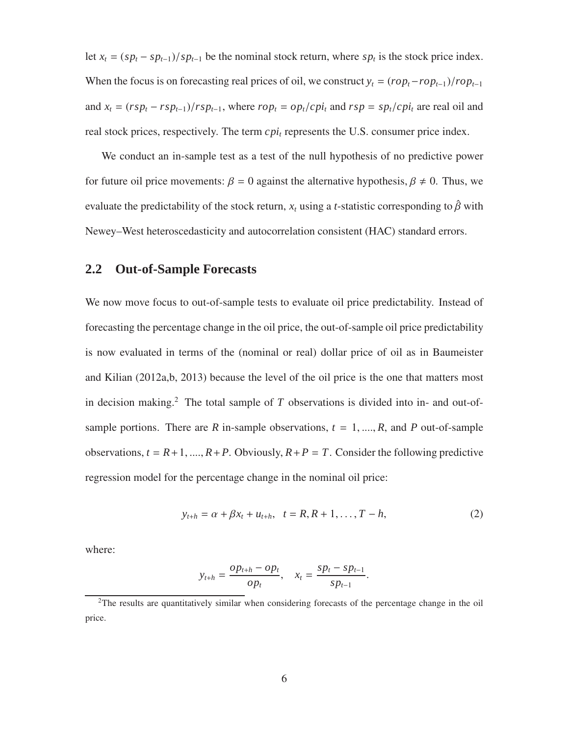let $x_t = (sp_t - sp_{t-1})/sp_{t-1}$ be the nominal stock return, where $sp_t$ is the stock price index. When the focus is on forecasting real prices of oil, we construct $y_t = (rop_t - rop_{t-1})/rop_{t-1}$ and $x_t = (rsp_t - rsp_{t-1})/rsp_{t-1}$, where $rop_t = op_t/cpi_t$ and $rsp = sp_t/cpi_t$ are real oil and real stock prices, respectively. The term $cpi_t$ represents the U.S. consumer price index.

We conduct an in-sample test as a test of the null hypothesis of no predictive power for future oil price movements: $\beta = 0$ against the alternative hypothesis, $\beta \neq 0$. Thus, we evaluate the predictability of the stock return, $x_t$ using a $t$-statistic corresponding to $\hat{\beta}$ with Newey–West heteroscedasticity and autocorrelation consistent (HAC) standard errors.

## 2.2 Out-of-Sample Forecasts

We now move focus to out-of-sample tests to evaluate oil price predictability. Instead of forecasting the percentage change in the oil price, the out-of-sample oil price predictability is now evaluated in terms of the (nominal or real) dollar price of oil as in Baumeister and Kilian (2012a,b, 2013) because the level of the oil price is the one that matters most in decision making.[2] The total sample of $T$ observations is divided into in- and out-of-sample portions. There are $R$ in-sample observations, $t = 1, ...., R$, and $P$ out-of-sample observations, $t = R+1, ...., R+P$. Obviously, $R+P = T$. Consider the following predictive regression model for the percentage change in the nominal oil price:

$$y_{t+h} = \alpha + \beta x_t + u_{t+h}, \quad t = R, R+1, \ldots, T-h, \tag{2}$$

where:

$$y_{t+h} = \frac{op_{t+h} - op_t}{op_t}, \quad x_t = \frac{sp_t - sp_{t-1}}{sp_{t-1}}.$$

[2]The results are quantitatively similar when considering forecasts of the percentage change in the oil price.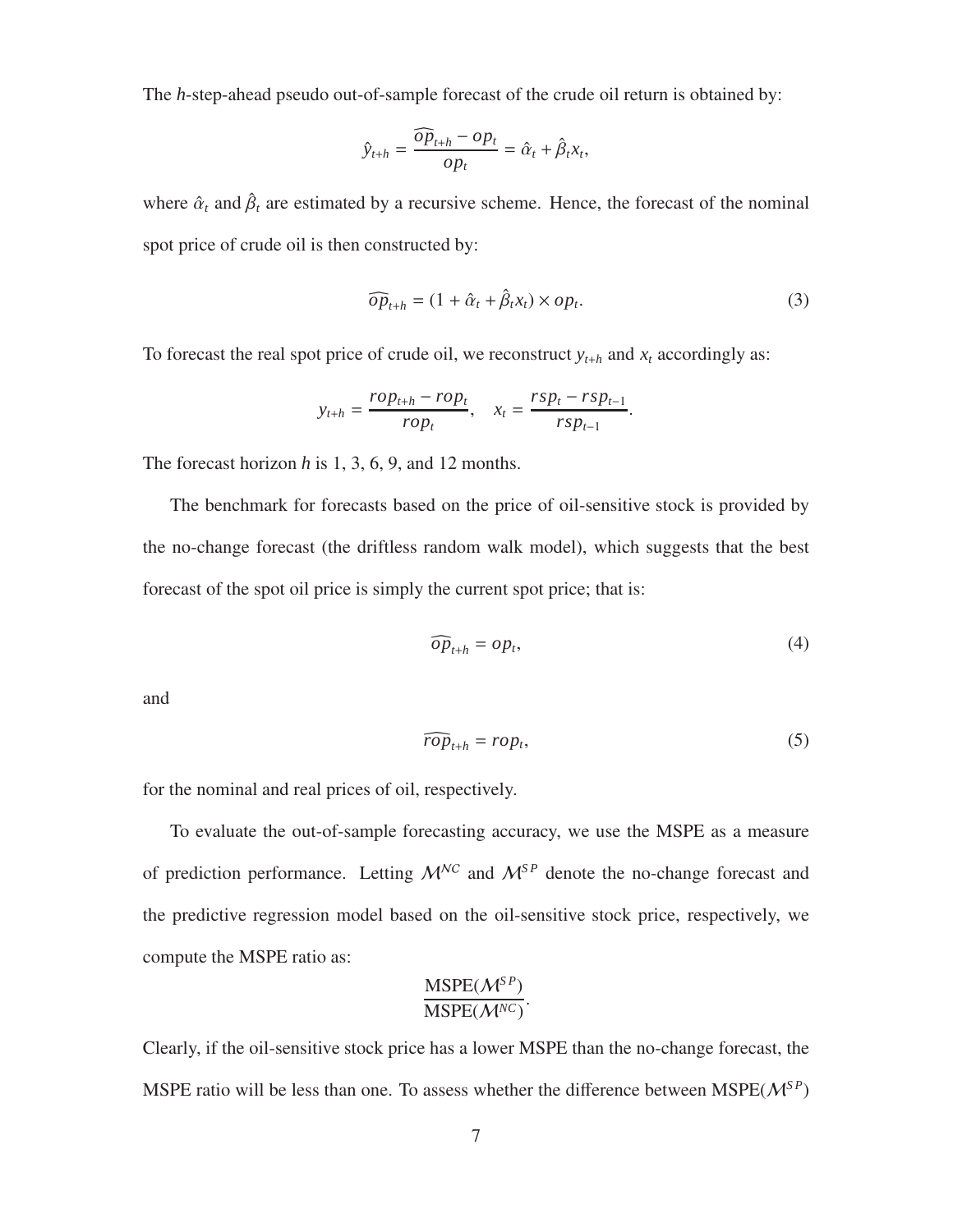The $h$-step-ahead pseudo out-of-sample forecast of the crude oil return is obtained by:

$$\hat{y}_{t+h} = \frac{\widehat{op}_{t+h} - op_t}{op_t} = \hat{\alpha}_t + \hat{\beta}_t x_t,$$

where $\hat{\alpha}_t$ and $\hat{\beta}_t$ are estimated by a recursive scheme. Hence, the forecast of the nominal spot price of crude oil is then constructed by:

$$\widehat{op}_{t+h} = (1 + \hat{\alpha}_t + \hat{\beta}_t x_t) \times op_t. \tag{3}$$

To forecast the real spot price of crude oil, we reconstruct $y_{t+h}$ and $x_t$ accordingly as:

$$y_{t+h} = \frac{rop_{t+h} - rop_t}{rop_t}, \quad x_t = \frac{rsp_t - rsp_{t-1}}{rsp_{t-1}}.$$

The forecast horizon $h$ is 1, 3, 6, 9, and 12 months.

The benchmark for forecasts based on the price of oil-sensitive stock is provided by the no-change forecast (the driftless random walk model), which suggests that the best forecast of the spot oil price is simply the current spot price; that is:

$$\widehat{op}_{t+h} = op_t, \tag{4}$$

and

$$\widehat{rop}_{t+h} = rop_t, \tag{5}$$

for the nominal and real prices of oil, respectively.

To evaluate the out-of-sample forecasting accuracy, we use the MSPE as a measure of prediction performance. Letting $\mathcal{M}^{NC}$ and $\mathcal{M}^{SP}$ denote the no-change forecast and the predictive regression model based on the oil-sensitive stock price, respectively, we compute the MSPE ratio as:

$$\frac{\text{MSPE}(\mathcal{M}^{SP})}{\text{MSPE}(\mathcal{M}^{NC})}.$$

Clearly, if the oil-sensitive stock price has a lower MSPE than the no-change forecast, the MSPE ratio will be less than one. To assess whether the difference between MSPE($\mathcal{M}^{SP}$)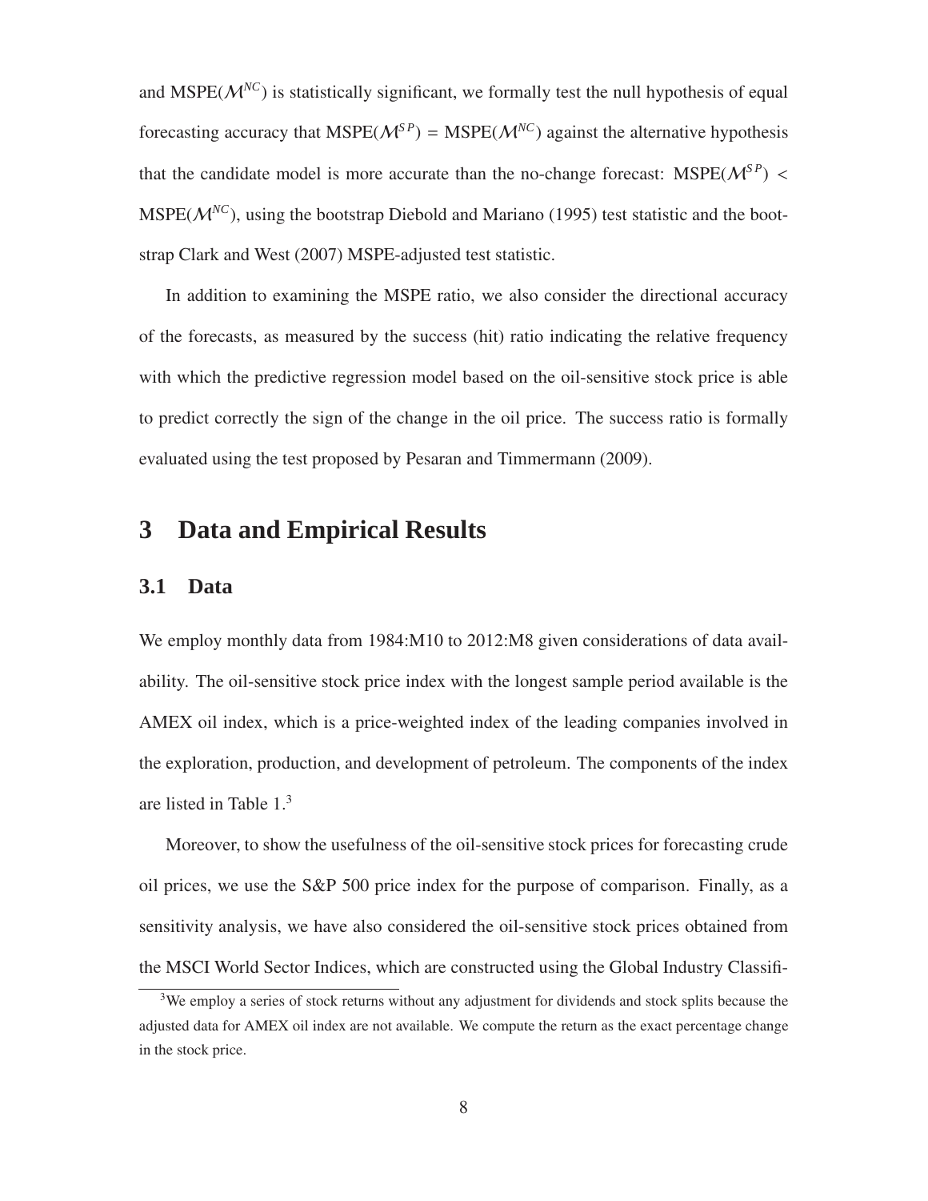and MSPE($\mathcal{M}^{NC}$) is statistically significant, we formally test the null hypothesis of equal forecasting accuracy that MSPE($\mathcal{M}^{SP}$) = MSPE($\mathcal{M}^{NC}$) against the alternative hypothesis that the candidate model is more accurate than the no-change forecast: MSPE($\mathcal{M}^{SP}$) < MSPE($\mathcal{M}^{NC}$), using the bootstrap Diebold and Mariano (1995) test statistic and the bootstrap Clark and West (2007) MSPE-adjusted test statistic.

In addition to examining the MSPE ratio, we also consider the directional accuracy of the forecasts, as measured by the success (hit) ratio indicating the relative frequency with which the predictive regression model based on the oil-sensitive stock price is able to predict correctly the sign of the change in the oil price. The success ratio is formally evaluated using the test proposed by Pesaran and Timmermann (2009).

# 3 Data and Empirical Results

## 3.1 Data

We employ monthly data from 1984:M10 to 2012:M8 given considerations of data availability. The oil-sensitive stock price index with the longest sample period available is the AMEX oil index, which is a price-weighted index of the leading companies involved in the exploration, production, and development of petroleum. The components of the index are listed in Table 1.[3]

Moreover, to show the usefulness of the oil-sensitive stock prices for forecasting crude oil prices, we use the S&P 500 price index for the purpose of comparison. Finally, as a sensitivity analysis, we have also considered the oil-sensitive stock prices obtained from the MSCI World Sector Indices, which are constructed using the Global Industry Classifi-

[3] We employ a series of stock returns without any adjustment for dividends and stock splits because the adjusted data for AMEX oil index are not available. We compute the return as the exact percentage change in the stock price.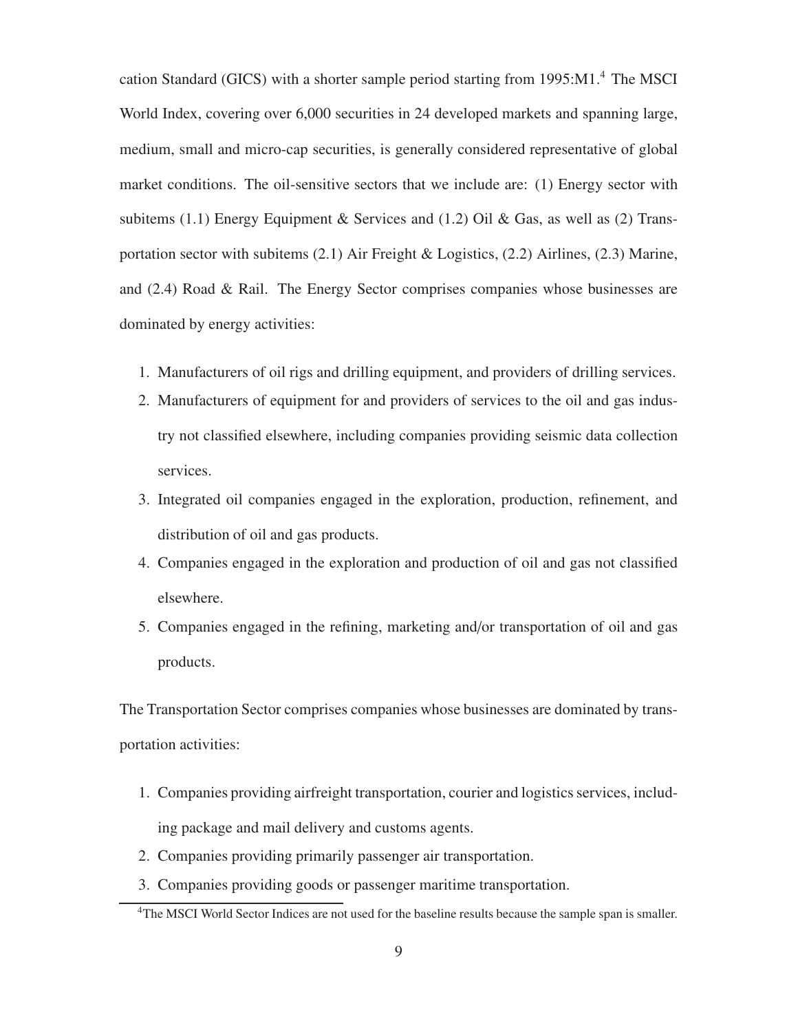cation Standard (GICS) with a shorter sample period starting from 1995:M1.[4] The MSCI World Index, covering over 6,000 securities in 24 developed markets and spanning large, medium, small and micro-cap securities, is generally considered representative of global market conditions. The oil-sensitive sectors that we include are: (1) Energy sector with subitems (1.1) Energy Equipment & Services and (1.2) Oil & Gas, as well as (2) Transportation sector with subitems (2.1) Air Freight & Logistics, (2.2) Airlines, (2.3) Marine, and (2.4) Road & Rail. The Energy Sector comprises companies whose businesses are dominated by energy activities:

1. Manufacturers of oil rigs and drilling equipment, and providers of drilling services.
2. Manufacturers of equipment for and providers of services to the oil and gas industry not classified elsewhere, including companies providing seismic data collection services.
3. Integrated oil companies engaged in the exploration, production, refinement, and distribution of oil and gas products.
4. Companies engaged in the exploration and production of oil and gas not classified elsewhere.
5. Companies engaged in the refining, marketing and/or transportation of oil and gas products.

The Transportation Sector comprises companies whose businesses are dominated by transportation activities:

1. Companies providing airfreight transportation, courier and logistics services, including package and mail delivery and customs agents.
2. Companies providing primarily passenger air transportation.
3. Companies providing goods or passenger maritime transportation.

[4] The MSCI World Sector Indices are not used for the baseline results because the sample span is smaller.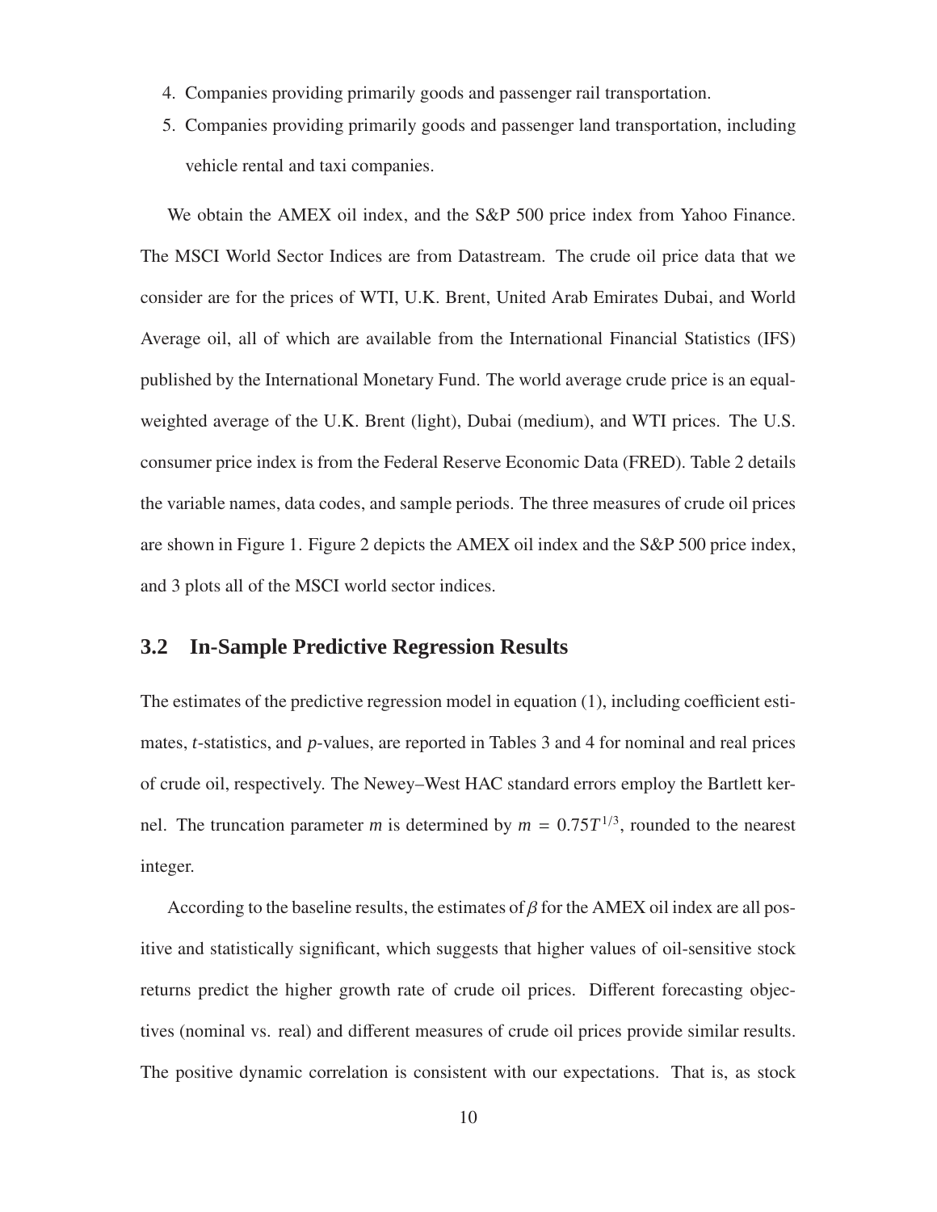4. Companies providing primarily goods and passenger rail transportation.
5. Companies providing primarily goods and passenger land transportation, including vehicle rental and taxi companies.

We obtain the AMEX oil index, and the S&P 500 price index from Yahoo Finance. The MSCI World Sector Indices are from Datastream. The crude oil price data that we consider are for the prices of WTI, U.K. Brent, United Arab Emirates Dubai, and World Average oil, all of which are available from the International Financial Statistics (IFS) published by the International Monetary Fund. The world average crude price is an equal-weighted average of the U.K. Brent (light), Dubai (medium), and WTI prices. The U.S. consumer price index is from the Federal Reserve Economic Data (FRED). Table 2 details the variable names, data codes, and sample periods. The three measures of crude oil prices are shown in Figure 1. Figure 2 depicts the AMEX oil index and the S&P 500 price index, and 3 plots all of the MSCI world sector indices.

## 3.2 In-Sample Predictive Regression Results

The estimates of the predictive regression model in equation (1), including coefficient estimates, *t*-statistics, and *p*-values, are reported in Tables 3 and 4 for nominal and real prices of crude oil, respectively. The Newey–West HAC standard errors employ the Bartlett kernel. The truncation parameter $m$ is determined by $m = 0.75T^{1/3}$, rounded to the nearest integer.

According to the baseline results, the estimates of $\beta$ for the AMEX oil index are all positive and statistically significant, which suggests that higher values of oil-sensitive stock returns predict the higher growth rate of crude oil prices. Different forecasting objectives (nominal vs. real) and different measures of crude oil prices provide similar results. The positive dynamic correlation is consistent with our expectations. That is, as stock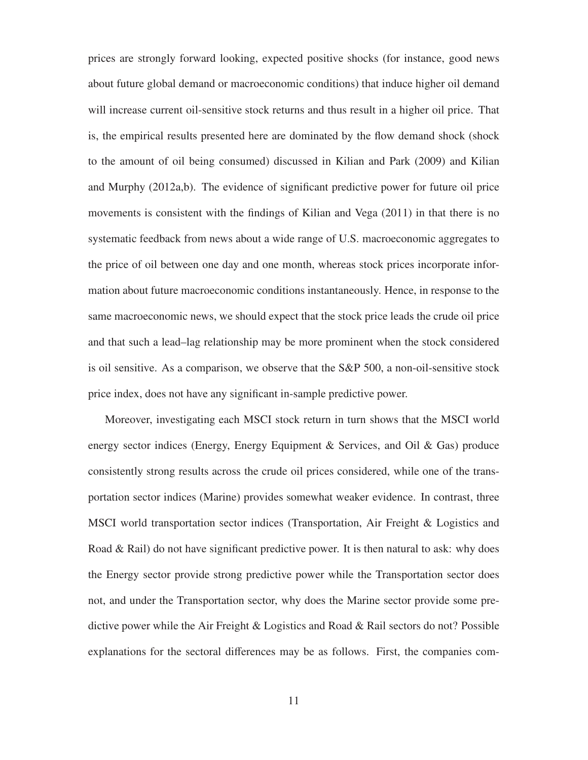prices are strongly forward looking, expected positive shocks (for instance, good news about future global demand or macroeconomic conditions) that induce higher oil demand will increase current oil-sensitive stock returns and thus result in a higher oil price. That is, the empirical results presented here are dominated by the flow demand shock (shock to the amount of oil being consumed) discussed in Kilian and Park (2009) and Kilian and Murphy (2012a,b). The evidence of significant predictive power for future oil price movements is consistent with the findings of Kilian and Vega (2011) in that there is no systematic feedback from news about a wide range of U.S. macroeconomic aggregates to the price of oil between one day and one month, whereas stock prices incorporate information about future macroeconomic conditions instantaneously. Hence, in response to the same macroeconomic news, we should expect that the stock price leads the crude oil price and that such a lead–lag relationship may be more prominent when the stock considered is oil sensitive. As a comparison, we observe that the S&P 500, a non-oil-sensitive stock price index, does not have any significant in-sample predictive power.

Moreover, investigating each MSCI stock return in turn shows that the MSCI world energy sector indices (Energy, Energy Equipment & Services, and Oil & Gas) produce consistently strong results across the crude oil prices considered, while one of the transportation sector indices (Marine) provides somewhat weaker evidence. In contrast, three MSCI world transportation sector indices (Transportation, Air Freight & Logistics and Road & Rail) do not have significant predictive power. It is then natural to ask: why does the Energy sector provide strong predictive power while the Transportation sector does not, and under the Transportation sector, why does the Marine sector provide some predictive power while the Air Freight & Logistics and Road & Rail sectors do not? Possible explanations for the sectoral differences may be as follows. First, the companies com-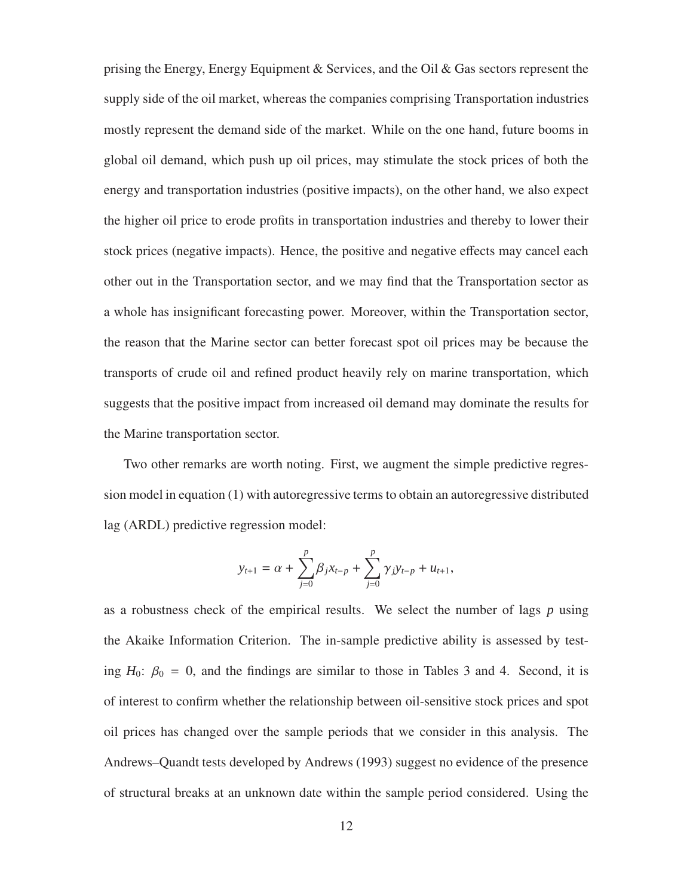prising the Energy, Energy Equipment & Services, and the Oil & Gas sectors represent the supply side of the oil market, whereas the companies comprising Transportation industries mostly represent the demand side of the market. While on the one hand, future booms in global oil demand, which push up oil prices, may stimulate the stock prices of both the energy and transportation industries (positive impacts), on the other hand, we also expect the higher oil price to erode profits in transportation industries and thereby to lower their stock prices (negative impacts). Hence, the positive and negative effects may cancel each other out in the Transportation sector, and we may find that the Transportation sector as a whole has insignificant forecasting power. Moreover, within the Transportation sector, the reason that the Marine sector can better forecast spot oil prices may be because the transports of crude oil and refined product heavily rely on marine transportation, which suggests that the positive impact from increased oil demand may dominate the results for the Marine transportation sector.

Two other remarks are worth noting. First, we augment the simple predictive regression model in equation (1) with autoregressive terms to obtain an autoregressive distributed lag (ARDL) predictive regression model:

$$y_{t+1} = \alpha + \sum_{j=0}^{p} \beta_j x_{t-p} + \sum_{j=0}^{p} \gamma_j y_{t-p} + u_{t+1},$$

as a robustness check of the empirical results. We select the number of lags $p$ using the Akaike Information Criterion. The in-sample predictive ability is assessed by testing $H_0$: $\beta_0 = 0$, and the findings are similar to those in Tables 3 and 4. Second, it is of interest to confirm whether the relationship between oil-sensitive stock prices and spot oil prices has changed over the sample periods that we consider in this analysis. The Andrews–Quandt tests developed by Andrews (1993) suggest no evidence of the presence of structural breaks at an unknown date within the sample period considered. Using the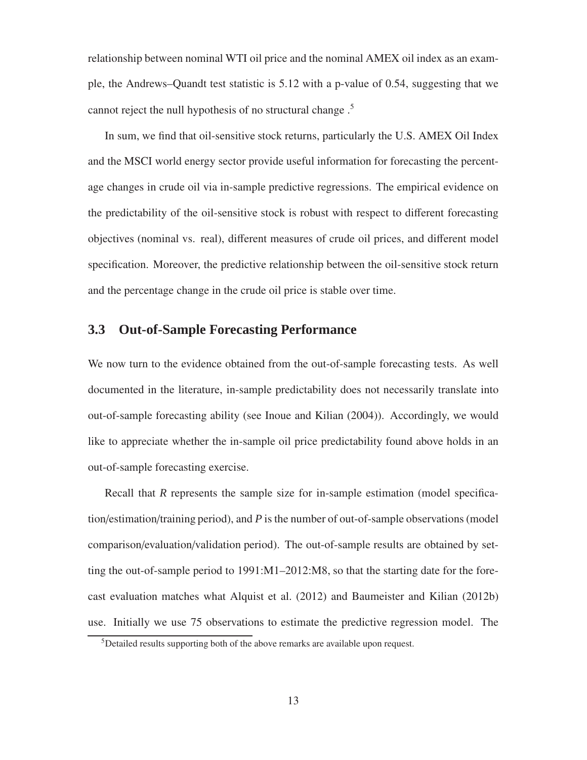relationship between nominal WTI oil price and the nominal AMEX oil index as an example, the Andrews–Quandt test statistic is 5.12 with a p-value of 0.54, suggesting that we cannot reject the null hypothesis of no structural change .[5]

In sum, we find that oil-sensitive stock returns, particularly the U.S. AMEX Oil Index and the MSCI world energy sector provide useful information for forecasting the percentage changes in crude oil via in-sample predictive regressions. The empirical evidence on the predictability of the oil-sensitive stock is robust with respect to different forecasting objectives (nominal vs. real), different measures of crude oil prices, and different model specification. Moreover, the predictive relationship between the oil-sensitive stock return and the percentage change in the crude oil price is stable over time.

### 3.3 Out-of-Sample Forecasting Performance

We now turn to the evidence obtained from the out-of-sample forecasting tests. As well documented in the literature, in-sample predictability does not necessarily translate into out-of-sample forecasting ability (see Inoue and Kilian (2004)). Accordingly, we would like to appreciate whether the in-sample oil price predictability found above holds in an out-of-sample forecasting exercise.

Recall that $R$ represents the sample size for in-sample estimation (model specification/estimation/training period), and $P$ is the number of out-of-sample observations (model comparison/evaluation/validation period). The out-of-sample results are obtained by setting the out-of-sample period to 1991:M1–2012:M8, so that the starting date for the forecast evaluation matches what Alquist et al. (2012) and Baumeister and Kilian (2012b) use. Initially we use 75 observations to estimate the predictive regression model. The

[5] Detailed results supporting both of the above remarks are available upon request.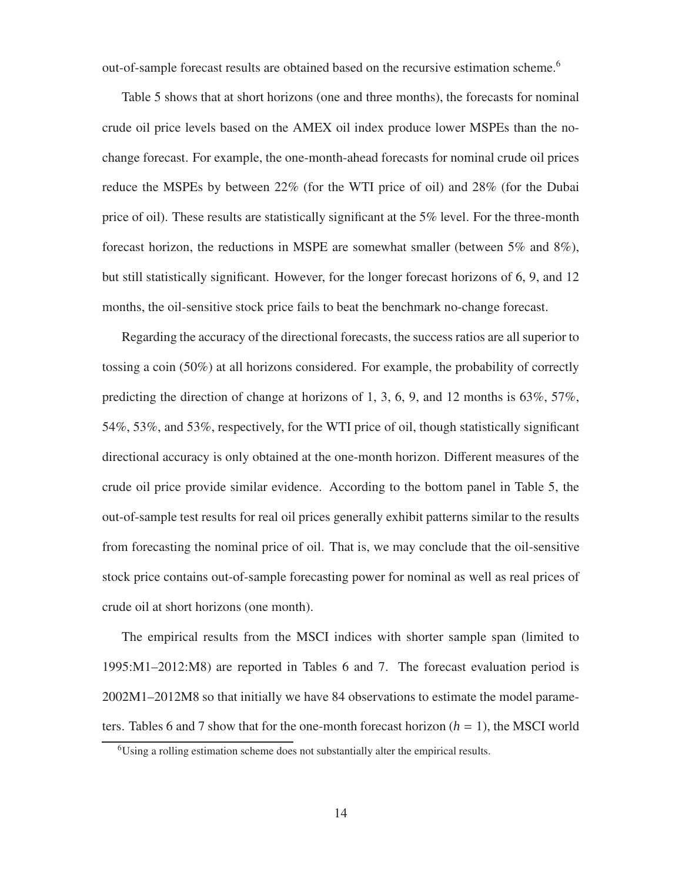out-of-sample forecast results are obtained based on the recursive estimation scheme.[6]

Table 5 shows that at short horizons (one and three months), the forecasts for nominal crude oil price levels based on the AMEX oil index produce lower MSPEs than the no-change forecast. For example, the one-month-ahead forecasts for nominal crude oil prices reduce the MSPEs by between 22% (for the WTI price of oil) and 28% (for the Dubai price of oil). These results are statistically significant at the 5% level. For the three-month forecast horizon, the reductions in MSPE are somewhat smaller (between 5% and 8%), but still statistically significant. However, for the longer forecast horizons of 6, 9, and 12 months, the oil-sensitive stock price fails to beat the benchmark no-change forecast.

Regarding the accuracy of the directional forecasts, the success ratios are all superior to tossing a coin (50%) at all horizons considered. For example, the probability of correctly predicting the direction of change at horizons of 1, 3, 6, 9, and 12 months is 63%, 57%, 54%, 53%, and 53%, respectively, for the WTI price of oil, though statistically significant directional accuracy is only obtained at the one-month horizon. Different measures of the crude oil price provide similar evidence. According to the bottom panel in Table 5, the out-of-sample test results for real oil prices generally exhibit patterns similar to the results from forecasting the nominal price of oil. That is, we may conclude that the oil-sensitive stock price contains out-of-sample forecasting power for nominal as well as real prices of crude oil at short horizons (one month).

The empirical results from the MSCI indices with shorter sample span (limited to 1995:M1–2012:M8) are reported in Tables 6 and 7. The forecast evaluation period is 2002M1–2012M8 so that initially we have 84 observations to estimate the model parameters. Tables 6 and 7 show that for the one-month forecast horizon ($h$ = 1), the MSCI world

[6] Using a rolling estimation scheme does not substantially alter the empirical results.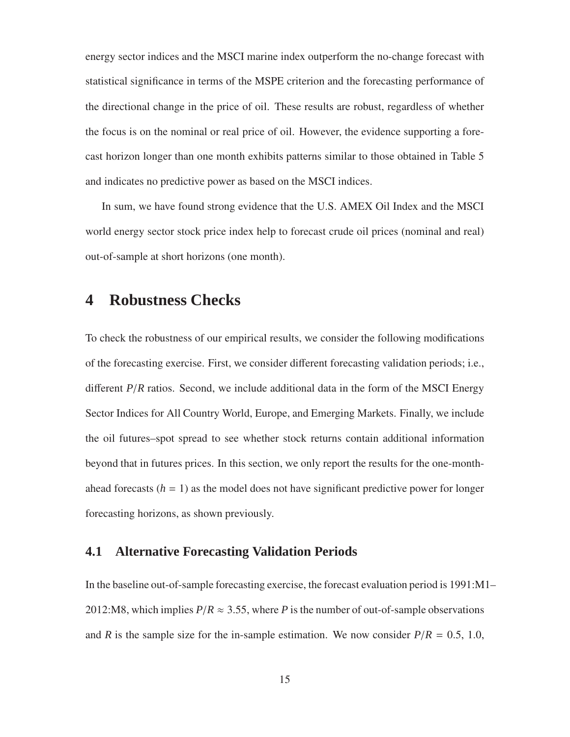energy sector indices and the MSCI marine index outperform the no-change forecast with statistical significance in terms of the MSPE criterion and the forecasting performance of the directional change in the price of oil. These results are robust, regardless of whether the focus is on the nominal or real price of oil. However, the evidence supporting a forecast horizon longer than one month exhibits patterns similar to those obtained in Table 5 and indicates no predictive power as based on the MSCI indices.

In sum, we have found strong evidence that the U.S. AMEX Oil Index and the MSCI world energy sector stock price index help to forecast crude oil prices (nominal and real) out-of-sample at short horizons (one month).

# 4 Robustness Checks

To check the robustness of our empirical results, we consider the following modifications of the forecasting exercise. First, we consider different forecasting validation periods; i.e., different $P/R$ ratios. Second, we include additional data in the form of the MSCI Energy Sector Indices for All Country World, Europe, and Emerging Markets. Finally, we include the oil futures–spot spread to see whether stock returns contain additional information beyond that in futures prices. In this section, we only report the results for the one-month-ahead forecasts ($h = 1$) as the model does not have significant predictive power for longer forecasting horizons, as shown previously.

## 4.1 Alternative Forecasting Validation Periods

In the baseline out-of-sample forecasting exercise, the forecast evaluation period is 1991:M1–2012:M8, which implies $P/R \approx 3.55$, where $P$ is the number of out-of-sample observations and $R$ is the sample size for the in-sample estimation. We now consider $P/R = 0.5$, 1.0,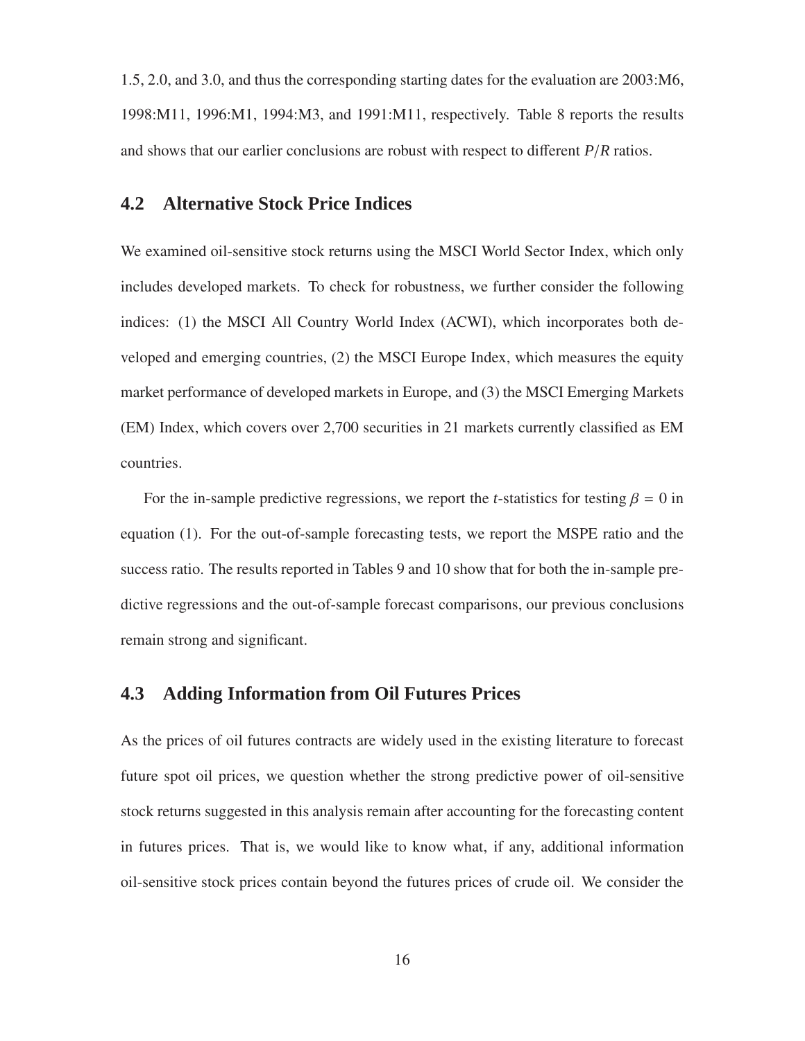1.5, 2.0, and 3.0, and thus the corresponding starting dates for the evaluation are 2003:M6, 1998:M11, 1996:M1, 1994:M3, and 1991:M11, respectively. Table 8 reports the results and shows that our earlier conclusions are robust with respect to different $P/R$ ratios.

## 4.2 Alternative Stock Price Indices

We examined oil-sensitive stock returns using the MSCI World Sector Index, which only includes developed markets. To check for robustness, we further consider the following indices: (1) the MSCI All Country World Index (ACWI), which incorporates both developed and emerging countries, (2) the MSCI Europe Index, which measures the equity market performance of developed markets in Europe, and (3) the MSCI Emerging Markets (EM) Index, which covers over 2,700 securities in 21 markets currently classified as EM countries.

For the in-sample predictive regressions, we report the *t*-statistics for testing $\beta = 0$ in equation (1). For the out-of-sample forecasting tests, we report the MSPE ratio and the success ratio. The results reported in Tables 9 and 10 show that for both the in-sample predictive regressions and the out-of-sample forecast comparisons, our previous conclusions remain strong and significant.

## 4.3 Adding Information from Oil Futures Prices

As the prices of oil futures contracts are widely used in the existing literature to forecast future spot oil prices, we question whether the strong predictive power of oil-sensitive stock returns suggested in this analysis remain after accounting for the forecasting content in futures prices. That is, we would like to know what, if any, additional information oil-sensitive stock prices contain beyond the futures prices of crude oil. We consider the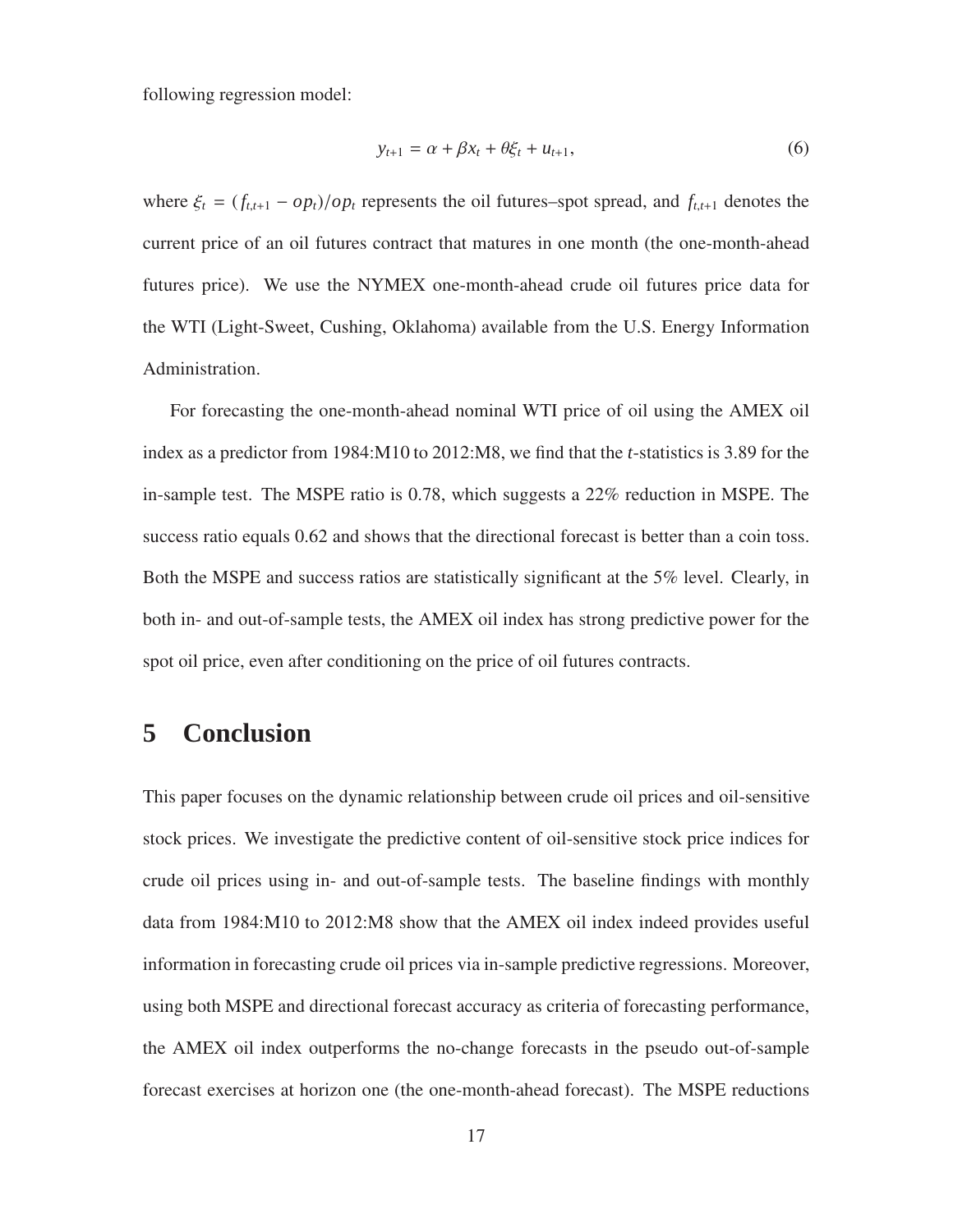following regression model:

$$y_{t+1} = \alpha + \beta x_t + \theta \xi_t + u_{t+1}, \tag{6}$$

where $\xi_t = (f_{t,t+1} - op_t)/op_t$ represents the oil futures–spot spread, and $f_{t,t+1}$ denotes the current price of an oil futures contract that matures in one month (the one-month-ahead futures price). We use the NYMEX one-month-ahead crude oil futures price data for the WTI (Light-Sweet, Cushing, Oklahoma) available from the U.S. Energy Information Administration.

For forecasting the one-month-ahead nominal WTI price of oil using the AMEX oil index as a predictor from 1984:M10 to 2012:M8, we find that the *t*-statistics is 3.89 for the in-sample test. The MSPE ratio is 0.78, which suggests a 22% reduction in MSPE. The success ratio equals 0.62 and shows that the directional forecast is better than a coin toss. Both the MSPE and success ratios are statistically significant at the 5% level. Clearly, in both in- and out-of-sample tests, the AMEX oil index has strong predictive power for the spot oil price, even after conditioning on the price of oil futures contracts.

# 5 Conclusion

This paper focuses on the dynamic relationship between crude oil prices and oil-sensitive stock prices. We investigate the predictive content of oil-sensitive stock price indices for crude oil prices using in- and out-of-sample tests. The baseline findings with monthly data from 1984:M10 to 2012:M8 show that the AMEX oil index indeed provides useful information in forecasting crude oil prices via in-sample predictive regressions. Moreover, using both MSPE and directional forecast accuracy as criteria of forecasting performance, the AMEX oil index outperforms the no-change forecasts in the pseudo out-of-sample forecast exercises at horizon one (the one-month-ahead forecast). The MSPE reductions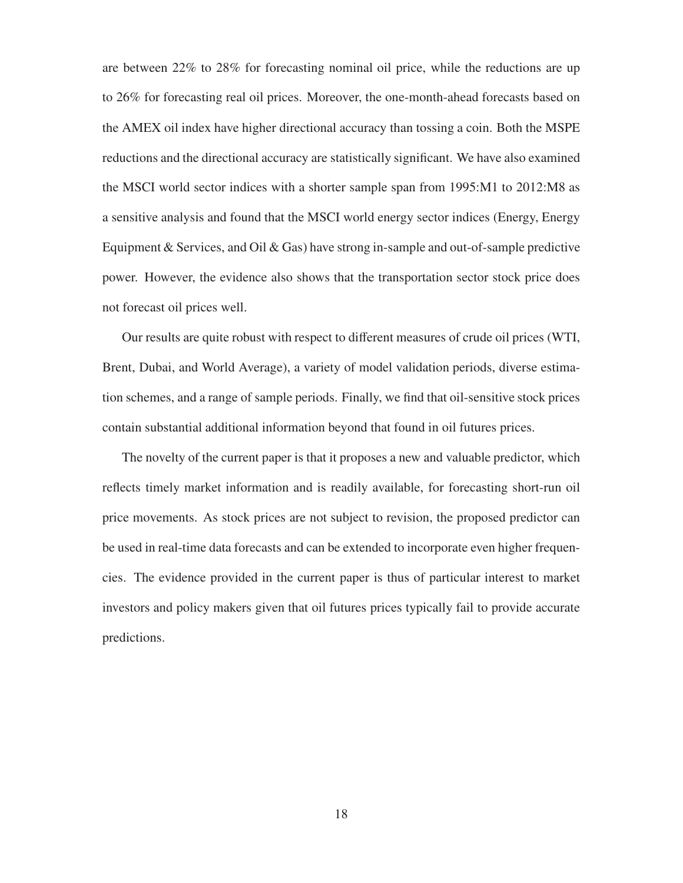are between 22% to 28% for forecasting nominal oil price, while the reductions are up to 26% for forecasting real oil prices. Moreover, the one-month-ahead forecasts based on the AMEX oil index have higher directional accuracy than tossing a coin. Both the MSPE reductions and the directional accuracy are statistically significant. We have also examined the MSCI world sector indices with a shorter sample span from 1995:M1 to 2012:M8 as a sensitive analysis and found that the MSCI world energy sector indices (Energy, Energy Equipment & Services, and Oil & Gas) have strong in-sample and out-of-sample predictive power. However, the evidence also shows that the transportation sector stock price does not forecast oil prices well.

Our results are quite robust with respect to different measures of crude oil prices (WTI, Brent, Dubai, and World Average), a variety of model validation periods, diverse estimation schemes, and a range of sample periods. Finally, we find that oil-sensitive stock prices contain substantial additional information beyond that found in oil futures prices.

The novelty of the current paper is that it proposes a new and valuable predictor, which reflects timely market information and is readily available, for forecasting short-run oil price movements. As stock prices are not subject to revision, the proposed predictor can be used in real-time data forecasts and can be extended to incorporate even higher frequencies. The evidence provided in the current paper is thus of particular interest to market investors and policy makers given that oil futures prices typically fail to provide accurate predictions.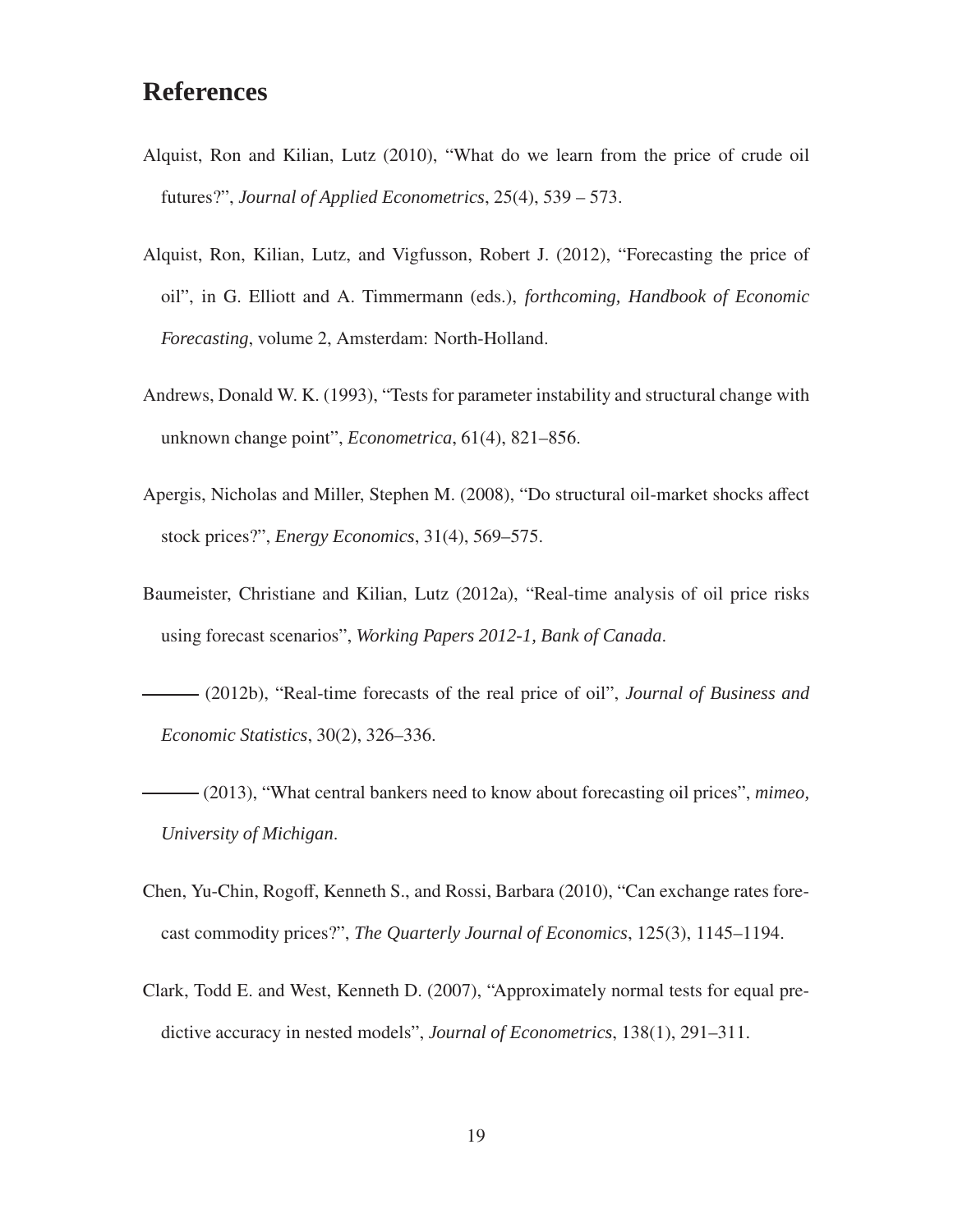# References

Alquist, Ron and Kilian, Lutz (2010), "What do we learn from the price of crude oil futures?", *Journal of Applied Econometrics*, 25(4), 539 – 573.

Alquist, Ron, Kilian, Lutz, and Vigfusson, Robert J. (2012), "Forecasting the price of oil", in G. Elliott and A. Timmermann (eds.), *forthcoming, Handbook of Economic Forecasting*, volume 2, Amsterdam: North-Holland.

Andrews, Donald W. K. (1993), "Tests for parameter instability and structural change with unknown change point", *Econometrica*, 61(4), 821–856.

Apergis, Nicholas and Miller, Stephen M. (2008), "Do structural oil-market shocks affect stock prices?", *Energy Economics*, 31(4), 569–575.

Baumeister, Christiane and Kilian, Lutz (2012a), "Real-time analysis of oil price risks using forecast scenarios", *Working Papers 2012-1, Bank of Canada*.

——— (2012b), "Real-time forecasts of the real price of oil", *Journal of Business and Economic Statistics*, 30(2), 326–336.

——— (2013), "What central bankers need to know about forecasting oil prices", *mimeo, University of Michigan*.

Chen, Yu-Chin, Rogoff, Kenneth S., and Rossi, Barbara (2010), "Can exchange rates forecast commodity prices?", *The Quarterly Journal of Economics*, 125(3), 1145–1194.

Clark, Todd E. and West, Kenneth D. (2007), "Approximately normal tests for equal predictive accuracy in nested models", *Journal of Econometrics*, 138(1), 291–311.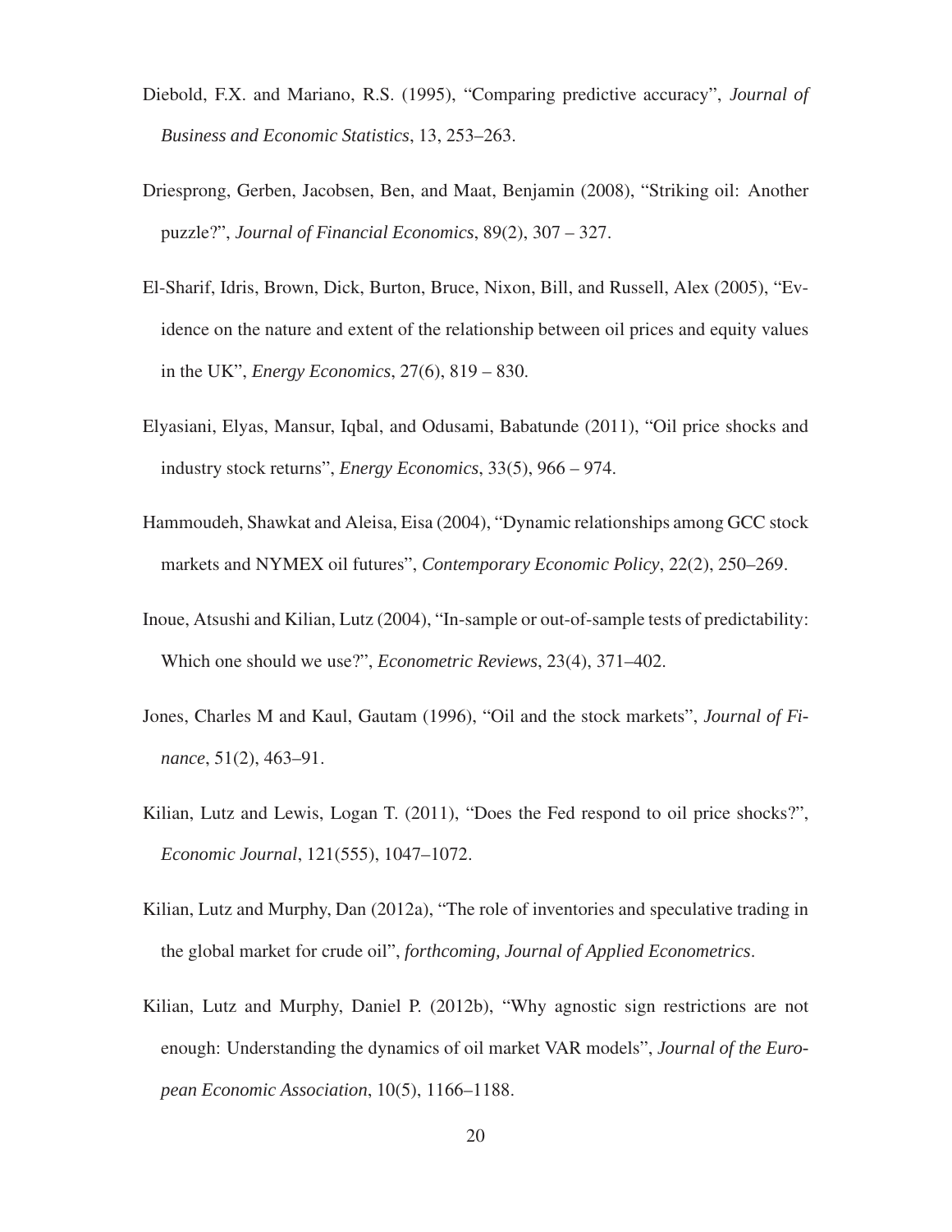Diebold, F.X. and Mariano, R.S. (1995), "Comparing predictive accuracy", *Journal of Business and Economic Statistics*, 13, 253–263.

Driesprong, Gerben, Jacobsen, Ben, and Maat, Benjamin (2008), "Striking oil: Another puzzle?", *Journal of Financial Economics*, 89(2), 307 – 327.

El-Sharif, Idris, Brown, Dick, Burton, Bruce, Nixon, Bill, and Russell, Alex (2005), "Evidence on the nature and extent of the relationship between oil prices and equity values in the UK", *Energy Economics*, 27(6), 819 – 830.

Elyasiani, Elyas, Mansur, Iqbal, and Odusami, Babatunde (2011), "Oil price shocks and industry stock returns", *Energy Economics*, 33(5), 966 – 974.

Hammoudeh, Shawkat and Aleisa, Eisa (2004), "Dynamic relationships among GCC stock markets and NYMEX oil futures", *Contemporary Economic Policy*, 22(2), 250–269.

Inoue, Atsushi and Kilian, Lutz (2004), "In-sample or out-of-sample tests of predictability: Which one should we use?", *Econometric Reviews*, 23(4), 371–402.

Jones, Charles M and Kaul, Gautam (1996), "Oil and the stock markets", *Journal of Finance*, 51(2), 463–91.

Kilian, Lutz and Lewis, Logan T. (2011), "Does the Fed respond to oil price shocks?", *Economic Journal*, 121(555), 1047–1072.

Kilian, Lutz and Murphy, Dan (2012a), "The role of inventories and speculative trading in the global market for crude oil", *forthcoming, Journal of Applied Econometrics*.

Kilian, Lutz and Murphy, Daniel P. (2012b), "Why agnostic sign restrictions are not enough: Understanding the dynamics of oil market VAR models", *Journal of the European Economic Association*, 10(5), 1166–1188.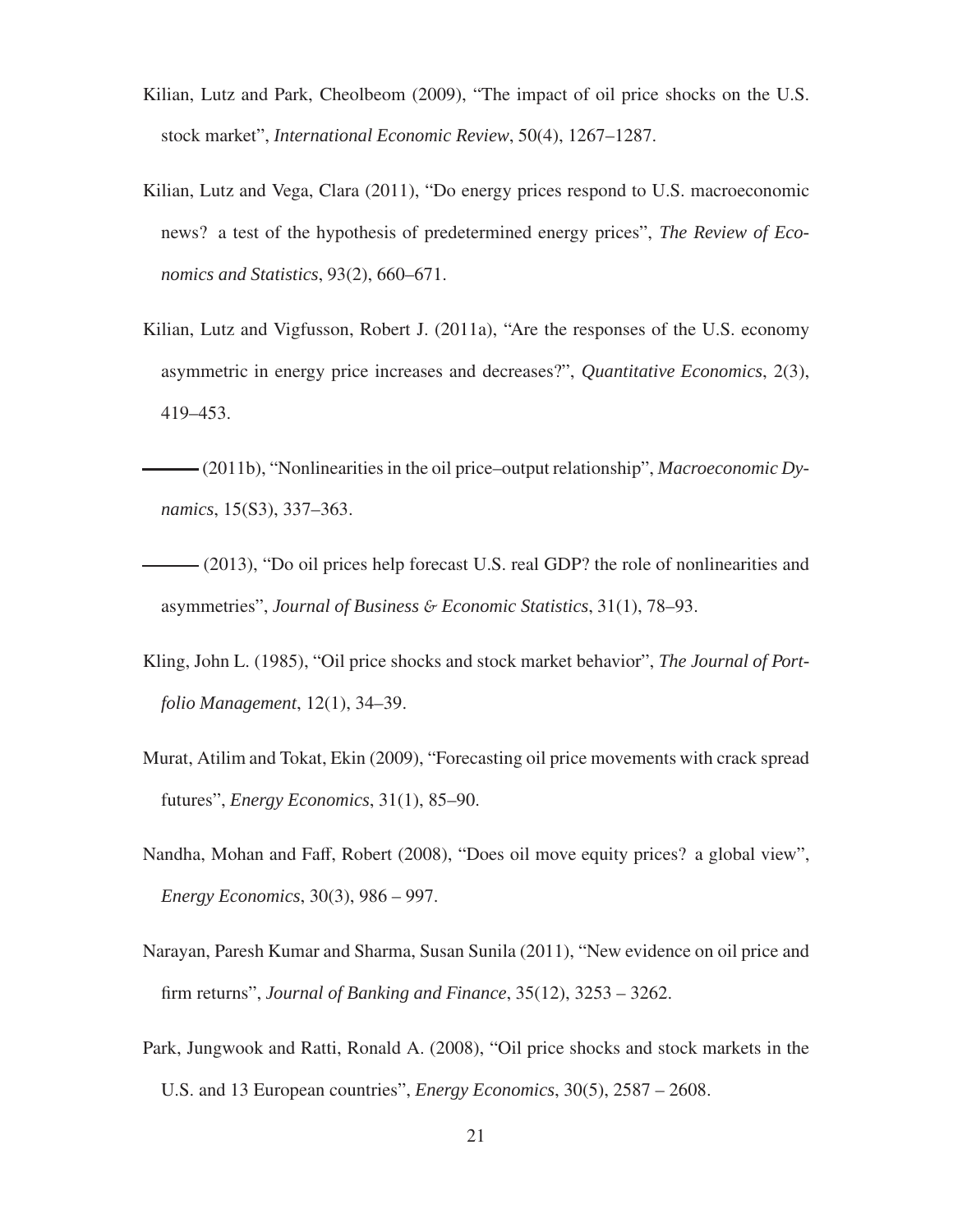Kilian, Lutz and Park, Cheolbeom (2009), "The impact of oil price shocks on the U.S. stock market", *International Economic Review*, 50(4), 1267–1287.

Kilian, Lutz and Vega, Clara (2011), "Do energy prices respond to U.S. macroeconomic news? a test of the hypothesis of predetermined energy prices", *The Review of Economics and Statistics*, 93(2), 660–671.

Kilian, Lutz and Vigfusson, Robert J. (2011a), "Are the responses of the U.S. economy asymmetric in energy price increases and decreases?", *Quantitative Economics*, 2(3), 419–453.

——— (2011b), "Nonlinearities in the oil price–output relationship", *Macroeconomic Dynamics*, 15(S3), 337–363.

——— (2013), "Do oil prices help forecast U.S. real GDP? the role of nonlinearities and asymmetries", *Journal of Business & Economic Statistics*, 31(1), 78–93.

Kling, John L. (1985), "Oil price shocks and stock market behavior", *The Journal of Portfolio Management*, 12(1), 34–39.

Murat, Atilim and Tokat, Ekin (2009), "Forecasting oil price movements with crack spread futures", *Energy Economics*, 31(1), 85–90.

Nandha, Mohan and Faff, Robert (2008), "Does oil move equity prices? a global view", *Energy Economics*, 30(3), 986 – 997.

Narayan, Paresh Kumar and Sharma, Susan Sunila (2011), "New evidence on oil price and firm returns", *Journal of Banking and Finance*, 35(12), 3253 – 3262.

Park, Jungwook and Ratti, Ronald A. (2008), "Oil price shocks and stock markets in the U.S. and 13 European countries", *Energy Economics*, 30(5), 2587 – 2608.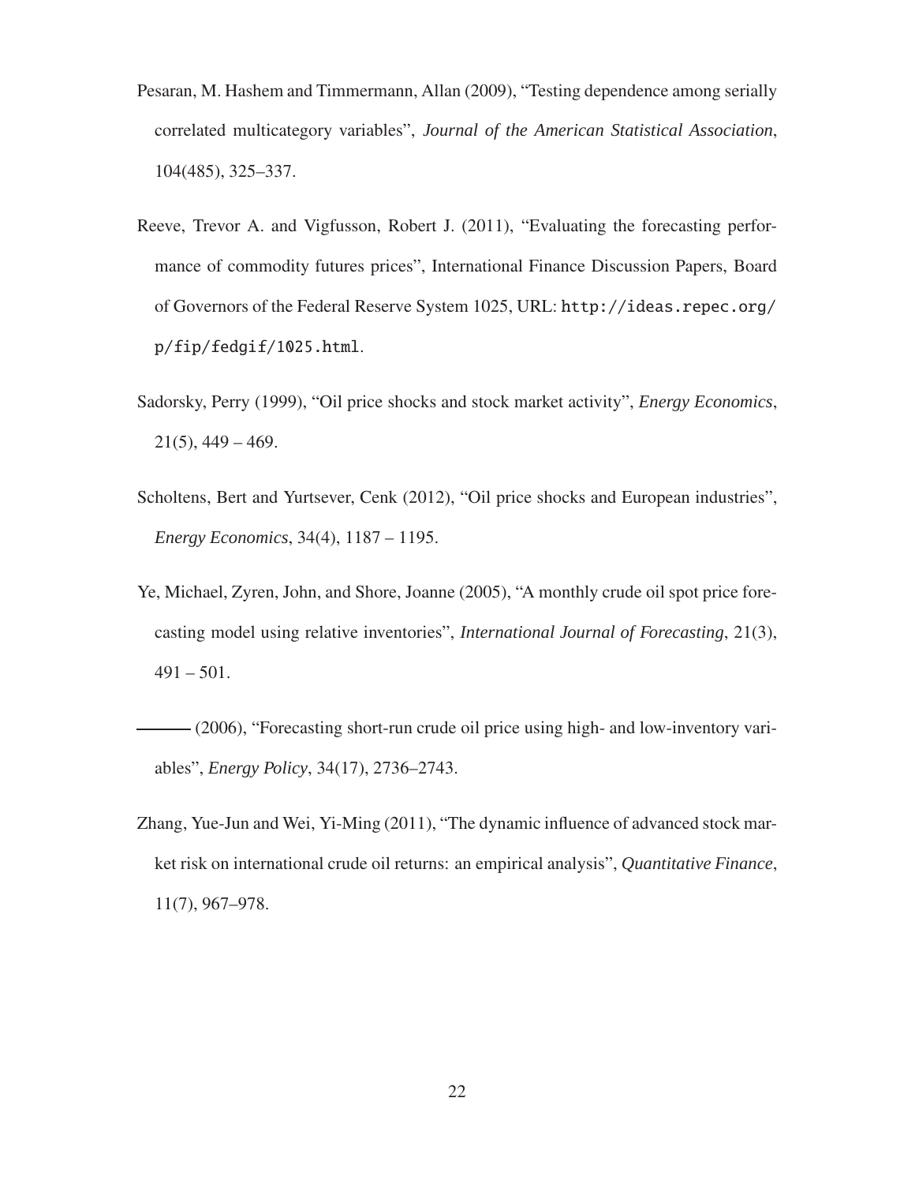Pesaran, M. Hashem and Timmermann, Allan (2009), "Testing dependence among serially correlated multicategory variables", *Journal of the American Statistical Association*, 104(485), 325–337.

Reeve, Trevor A. and Vigfusson, Robert J. (2011), "Evaluating the forecasting performance of commodity futures prices", International Finance Discussion Papers, Board of Governors of the Federal Reserve System 1025, URL: `http://ideas.repec.org/p/fip/fedgif/1025.html`.

Sadorsky, Perry (1999), "Oil price shocks and stock market activity", *Energy Economics*, 21(5), 449 – 469.

Scholtens, Bert and Yurtsever, Cenk (2012), "Oil price shocks and European industries", *Energy Economics*, 34(4), 1187 – 1195.

Ye, Michael, Zyren, John, and Shore, Joanne (2005), "A monthly crude oil spot price forecasting model using relative inventories", *International Journal of Forecasting*, 21(3), 491 – 501.

——— (2006), "Forecasting short-run crude oil price using high- and low-inventory variables", *Energy Policy*, 34(17), 2736–2743.

Zhang, Yue-Jun and Wei, Yi-Ming (2011), "The dynamic influence of advanced stock market risk on international crude oil returns: an empirical analysis", *Quantitative Finance*, 11(7), 967–978.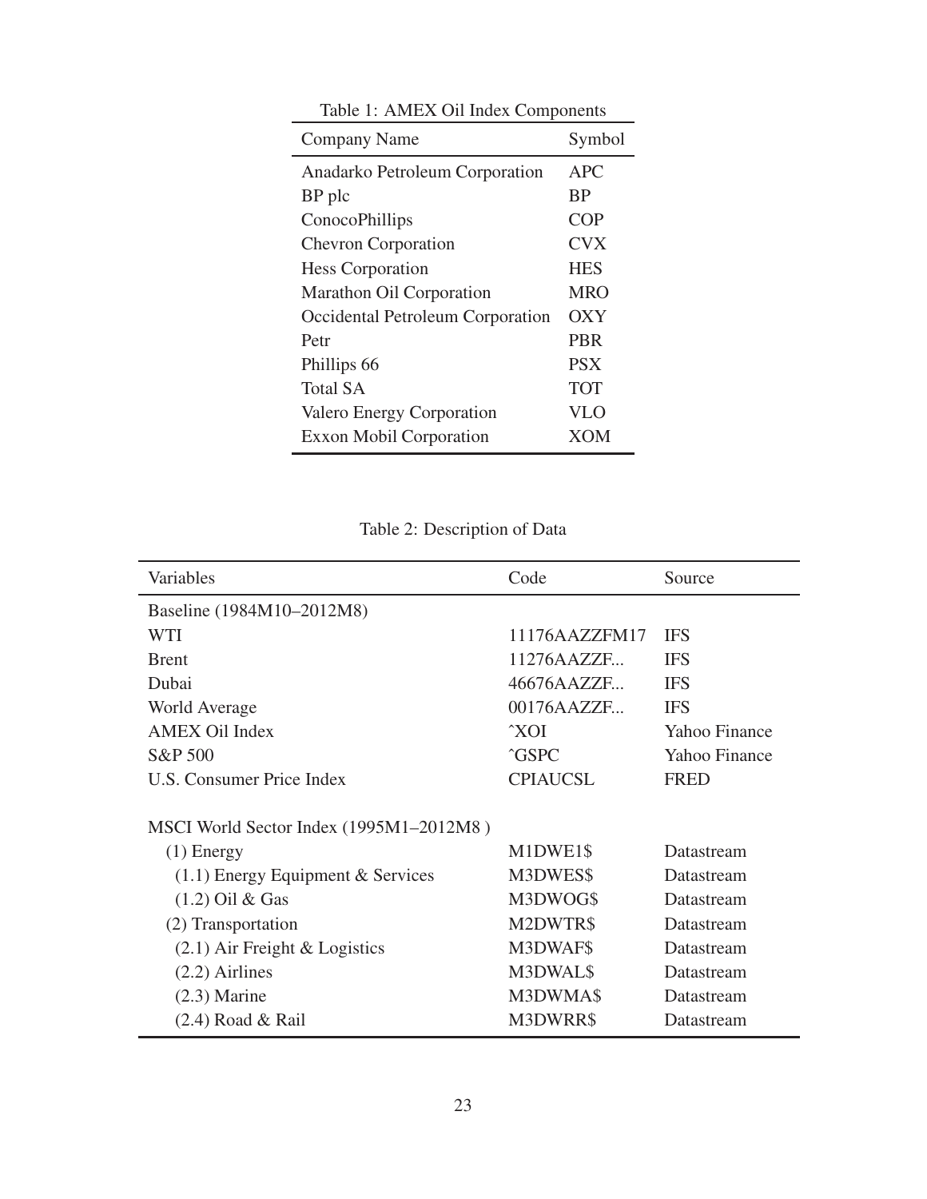Table 1: AMEX Oil Index Components

| Company Name | Symbol |
|---|---|
| Anadarko Petroleum Corporation | APC |
| BP plc | BP |
| ConocoPhillips | COP |
| Chevron Corporation | CVX |
| Hess Corporation | HES |
| Marathon Oil Corporation | MRO |
| Occidental Petroleum Corporation | OXY |
| Petr | PBR |
| Phillips 66 | PSX |
| Total SA | TOT |
| Valero Energy Corporation | VLO |
| Exxon Mobil Corporation | XOM |

Table 2: Description of Data

| Variables | Code | Source |
|---|---|---|
| Baseline (1984M10–2012M8) | | |
| WTI | 11176AAZZFM17 | IFS |
| Brent | 11276AAZZF... | IFS |
| Dubai | 46676AAZZF... | IFS |
| World Average | 00176AAZZF... | IFS |
| AMEX Oil Index | ˆXOI | Yahoo Finance |
| S&P 500 | ˆGSPC | Yahoo Finance |
| U.S. Consumer Price Index | CPIAUCSL | FRED |
| | | |
| MSCI World Sector Index (1995M1–2012M8 ) | | |
| (1) Energy | M1DWE1$ | Datastream |
| (1.1) Energy Equipment & Services | M3DWES$ | Datastream |
| (1.2) Oil & Gas | M3DWOG$ | Datastream |
| (2) Transportation | M2DWTR$ | Datastream |
| (2.1) Air Freight & Logistics | M3DWAF$ | Datastream |
| (2.2) Airlines | M3DWAL$ | Datastream |
| (2.3) Marine | M3DWMA$ | Datastream |
| (2.4) Road & Rail | M3DWRR$ | Datastream |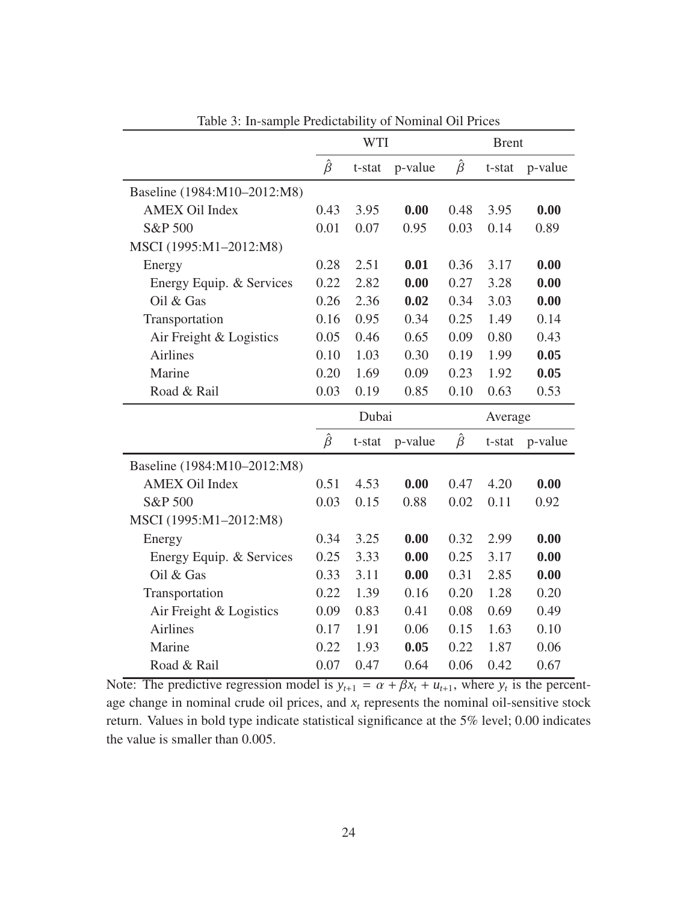Table 3: In-sample Predictability of Nominal Oil Prices

| | WTI | | | Brent | | |
|---|---|---|---|---|---|---|
| | $\hat{\beta}$ | t-stat | p-value | $\hat{\beta}$ | t-stat | p-value |
| Baseline (1984:M10–2012:M8) | | | | | | |
| AMEX Oil Index | 0.43 | 3.95 | **0.00** | 0.48 | 3.95 | **0.00** |
| S&P 500 | 0.01 | 0.07 | 0.95 | 0.03 | 0.14 | 0.89 |
| MSCI (1995:M1–2012:M8) | | | | | | |
| Energy | 0.28 | 2.51 | **0.01** | 0.36 | 3.17 | **0.00** |
| Energy Equip. & Services | 0.22 | 2.82 | **0.00** | 0.27 | 3.28 | **0.00** |
| Oil & Gas | 0.26 | 2.36 | **0.02** | 0.34 | 3.03 | **0.00** |
| Transportation | 0.16 | 0.95 | 0.34 | 0.25 | 1.49 | 0.14 |
| Air Freight & Logistics | 0.05 | 0.46 | 0.65 | 0.09 | 0.80 | 0.43 |
| Airlines | 0.10 | 1.03 | 0.30 | 0.19 | 1.99 | **0.05** |
| Marine | 0.20 | 1.69 | 0.09 | 0.23 | 1.92 | **0.05** |
| Road & Rail | 0.03 | 0.19 | 0.85 | 0.10 | 0.63 | 0.53 |

| | Dubai | | | Average | | |
|---|---|---|---|---|---|---|
| | $\hat{\beta}$ | t-stat | p-value | $\hat{\beta}$ | t-stat | p-value |
| Baseline (1984:M10–2012:M8) | | | | | | |
| AMEX Oil Index | 0.51 | 4.53 | **0.00** | 0.47 | 4.20 | **0.00** |
| S&P 500 | 0.03 | 0.15 | 0.88 | 0.02 | 0.11 | 0.92 |
| MSCI (1995:M1–2012:M8) | | | | | | |
| Energy | 0.34 | 3.25 | **0.00** | 0.32 | 2.99 | **0.00** |
| Energy Equip. & Services | 0.25 | 3.33 | **0.00** | 0.25 | 3.17 | **0.00** |
| Oil & Gas | 0.33 | 3.11 | **0.00** | 0.31 | 2.85 | **0.00** |
| Transportation | 0.22 | 1.39 | 0.16 | 0.20 | 1.28 | 0.20 |
| Air Freight & Logistics | 0.09 | 0.83 | 0.41 | 0.08 | 0.69 | 0.49 |
| Airlines | 0.17 | 1.91 | 0.06 | 0.15 | 1.63 | 0.10 |
| Marine | 0.22 | 1.93 | **0.05** | 0.22 | 1.87 | 0.06 |
| Road & Rail | 0.07 | 0.47 | 0.64 | 0.06 | 0.42 | 0.67 |

Note: The predictive regression model is $y_{t+1} = \alpha + \beta x_t + u_{t+1}$, where $y_t$ is the percentage change in nominal crude oil prices, and $x_t$ represents the nominal oil-sensitive stock return. Values in bold type indicate statistical significance at the 5% level; 0.00 indicates the value is smaller than 0.005.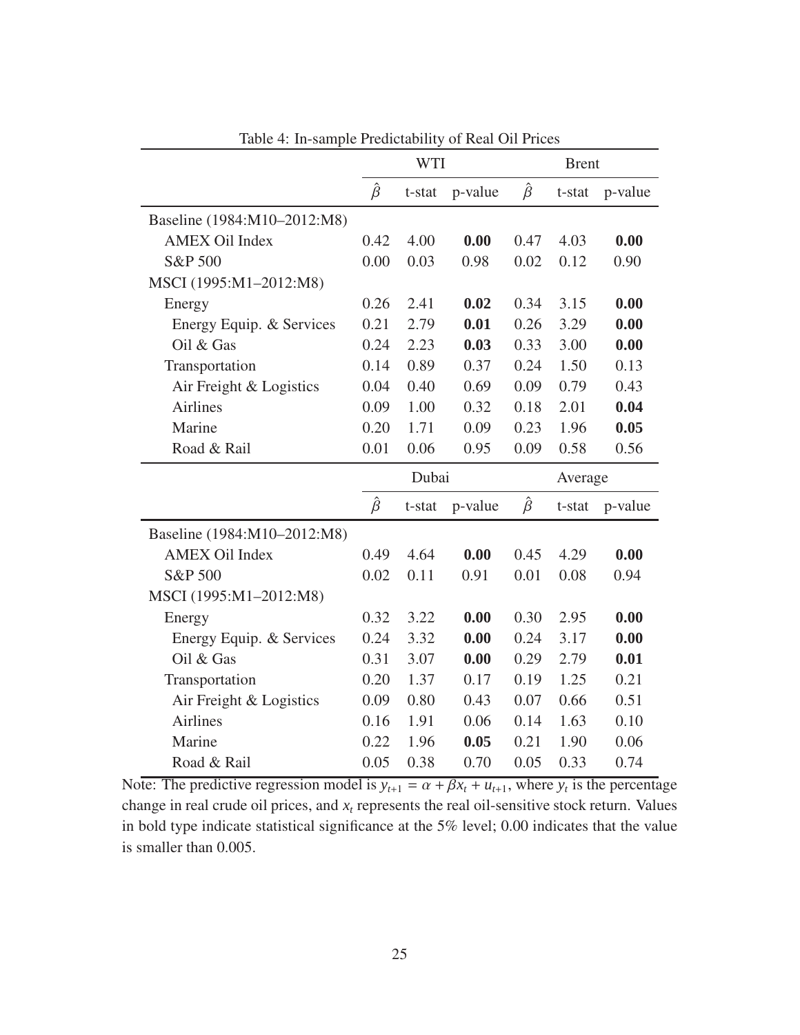Table 4: In-sample Predictability of Real Oil Prices

| | WTI | | | Brent | | |
|---|---|---|---|---|---|---|
| | $\hat{\beta}$ | t-stat | p-value | $\hat{\beta}$ | t-stat | p-value |
| Baseline (1984:M10–2012:M8) | | | | | | |
| AMEX Oil Index | 0.42 | 4.00 | **0.00** | 0.47 | 4.03 | **0.00** |
| S&P 500 | 0.00 | 0.03 | 0.98 | 0.02 | 0.12 | 0.90 |
| MSCI (1995:M1–2012:M8) | | | | | | |
| Energy | 0.26 | 2.41 | **0.02** | 0.34 | 3.15 | **0.00** |
| Energy Equip. & Services | 0.21 | 2.79 | **0.01** | 0.26 | 3.29 | **0.00** |
| Oil & Gas | 0.24 | 2.23 | **0.03** | 0.33 | 3.00 | **0.00** |
| Transportation | 0.14 | 0.89 | 0.37 | 0.24 | 1.50 | 0.13 |
| Air Freight & Logistics | 0.04 | 0.40 | 0.69 | 0.09 | 0.79 | 0.43 |
| Airlines | 0.09 | 1.00 | 0.32 | 0.18 | 2.01 | **0.04** |
| Marine | 0.20 | 1.71 | 0.09 | 0.23 | 1.96 | **0.05** |
| Road & Rail | 0.01 | 0.06 | 0.95 | 0.09 | 0.58 | 0.56 |

| | Dubai | | | Average | | |
|---|---|---|---|---|---|---|
| | $\hat{\beta}$ | t-stat | p-value | $\hat{\beta}$ | t-stat | p-value |
| Baseline (1984:M10–2012:M8) | | | | | | |
| AMEX Oil Index | 0.49 | 4.64 | **0.00** | 0.45 | 4.29 | **0.00** |
| S&P 500 | 0.02 | 0.11 | 0.91 | 0.01 | 0.08 | 0.94 |
| MSCI (1995:M1–2012:M8) | | | | | | |
| Energy | 0.32 | 3.22 | **0.00** | 0.30 | 2.95 | **0.00** |
| Energy Equip. & Services | 0.24 | 3.32 | **0.00** | 0.24 | 3.17 | **0.00** |
| Oil & Gas | 0.31 | 3.07 | **0.00** | 0.29 | 2.79 | **0.01** |
| Transportation | 0.20 | 1.37 | 0.17 | 0.19 | 1.25 | 0.21 |
| Air Freight & Logistics | 0.09 | 0.80 | 0.43 | 0.07 | 0.66 | 0.51 |
| Airlines | 0.16 | 1.91 | 0.06 | 0.14 | 1.63 | 0.10 |
| Marine | 0.22 | 1.96 | **0.05** | 0.21 | 1.90 | 0.06 |
| Road & Rail | 0.05 | 0.38 | 0.70 | 0.05 | 0.33 | 0.74 |

Note: The predictive regression model is $y_{t+1} = \alpha + \beta x_t + u_{t+1}$, where $y_t$ is the percentage change in real crude oil prices, and $x_t$ represents the real oil-sensitive stock return. Values in bold type indicate statistical significance at the 5% level; 0.00 indicates that the value is smaller than 0.005.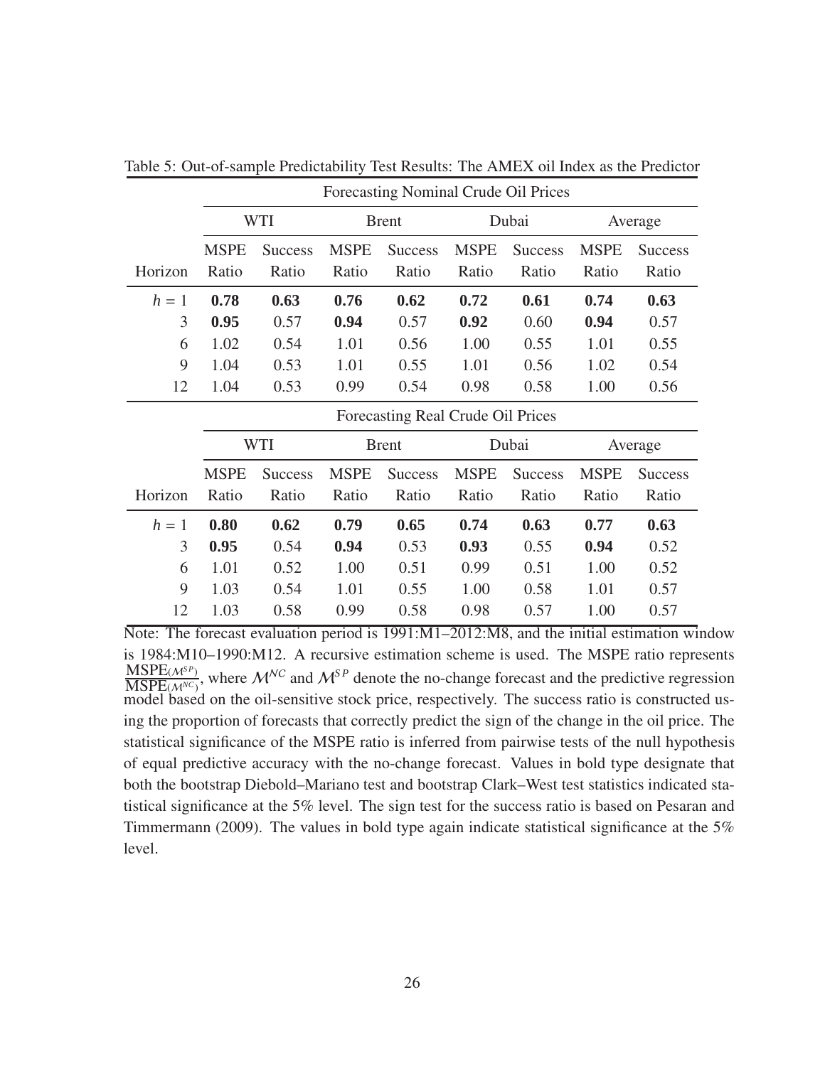Table 5: Out-of-sample Predictability Test Results: The AMEX oil Index as the Predictor

| | Forecasting Nominal Crude Oil Prices | | | | | | | |
|---|---|---|---|---|---|---|---|---|
| | WTI | | Brent | | Dubai | | Average | |
| Horizon | MSPE Ratio | Success Ratio | MSPE Ratio | Success Ratio | MSPE Ratio | Success Ratio | MSPE Ratio | Success Ratio |
| $h = 1$ | **0.78** | **0.63** | **0.76** | **0.62** | **0.72** | **0.61** | **0.74** | **0.63** |
| 3 | **0.95** | 0.57 | **0.94** | 0.57 | **0.92** | 0.60 | **0.94** | 0.57 |
| 6 | 1.02 | 0.54 | 1.01 | 0.56 | 1.00 | 0.55 | 1.01 | 0.55 |
| 9 | 1.04 | 0.53 | 1.01 | 0.55 | 1.01 | 0.56 | 1.02 | 0.54 |
| 12 | 1.04 | 0.53 | 0.99 | 0.54 | 0.98 | 0.58 | 1.00 | 0.56 |
| | **Forecasting Real Crude Oil Prices** | | | | | | | |
| | WTI | | Brent | | Dubai | | Average | |
| Horizon | MSPE Ratio | Success Ratio | MSPE Ratio | Success Ratio | MSPE Ratio | Success Ratio | MSPE Ratio | Success Ratio |
| $h = 1$ | **0.80** | **0.62** | **0.79** | **0.65** | **0.74** | **0.63** | **0.77** | **0.63** |
| 3 | **0.95** | 0.54 | **0.94** | 0.53 | **0.93** | 0.55 | **0.94** | 0.52 |
| 6 | 1.01 | 0.52 | 1.00 | 0.51 | 0.99 | 0.51 | 1.00 | 0.52 |
| 9 | 1.03 | 0.54 | 1.01 | 0.55 | 1.00 | 0.58 | 1.01 | 0.57 |
| 12 | 1.03 | 0.58 | 0.99 | 0.58 | 0.98 | 0.57 | 1.00 | 0.57 |

Note: The forecast evaluation period is 1991:M1–2012:M8, and the initial estimation window is 1984:M10–1990:M12. A recursive estimation scheme is used. The MSPE ratio represents $\frac{\text{MSPE}_{(\mathcal{M}^{SP})}}{\text{MSPE}_{(\mathcal{M}^{NC})}}$, where $\mathcal{M}^{NC}$ and $\mathcal{M}^{SP}$ denote the no-change forecast and the predictive regression model based on the oil-sensitive stock price, respectively. The success ratio is constructed using the proportion of forecasts that correctly predict the sign of the change in the oil price. The statistical significance of the MSPE ratio is inferred from pairwise tests of the null hypothesis of equal predictive accuracy with the no-change forecast. Values in bold type designate that both the bootstrap Diebold–Mariano test and bootstrap Clark–West test statistics indicated statistical significance at the 5% level. The sign test for the success ratio is based on Pesaran and Timmermann (2009). The values in bold type again indicate statistical significance at the 5% level.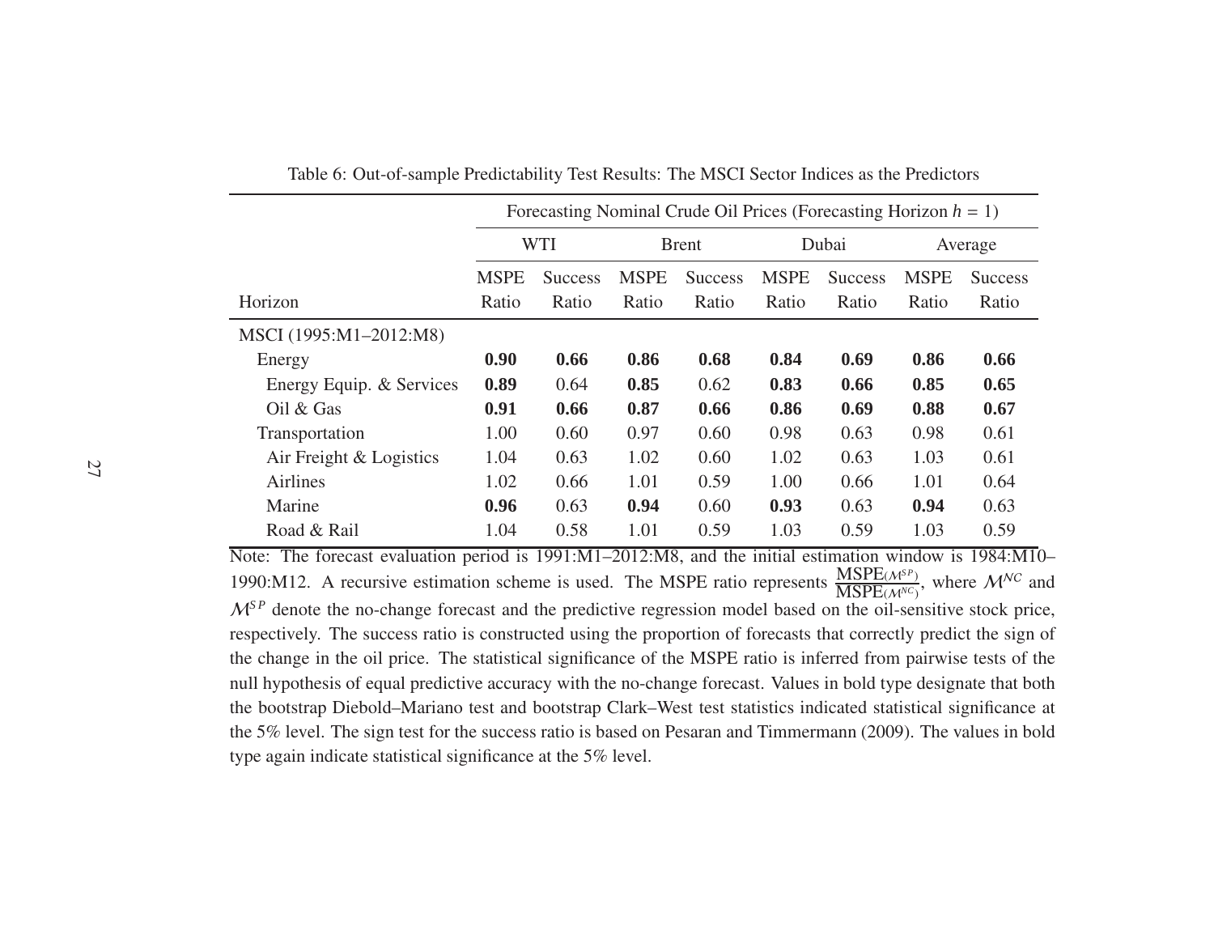Table 6: Out-of-sample Predictability Test Results: The MSCI Sector Indices as the Predictors

| | Forecasting Nominal Crude Oil Prices (Forecasting Horizon $h = 1$) | | | | | | | |
|---|---|---|---|---|---|---|---|---|
| | WTI | | Brent | | Dubai | | Average | |
| Horizon | MSPE Ratio | Success Ratio | MSPE Ratio | Success Ratio | MSPE Ratio | Success Ratio | MSPE Ratio | Success Ratio |
| MSCI (1995:M1–2012:M8) | | | | | | | | |
| Energy | **0.90** | **0.66** | **0.86** | **0.68** | **0.84** | **0.69** | **0.86** | **0.66** |
| Energy Equip. & Services | **0.89** | 0.64 | **0.85** | 0.62 | **0.83** | **0.66** | **0.85** | **0.65** |
| Oil & Gas | **0.91** | **0.66** | **0.87** | **0.66** | **0.86** | **0.69** | **0.88** | **0.67** |
| Transportation | 1.00 | 0.60 | 0.97 | 0.60 | 0.98 | 0.63 | 0.98 | 0.61 |
| Air Freight & Logistics | 1.04 | 0.63 | 1.02 | 0.60 | 1.02 | 0.63 | 1.03 | 0.61 |
| Airlines | 1.02 | 0.66 | 1.01 | 0.59 | 1.00 | 0.66 | 1.01 | 0.64 |
| Marine | **0.96** | 0.63 | **0.94** | 0.60 | **0.93** | 0.63 | **0.94** | 0.63 |
| Road & Rail | 1.04 | 0.58 | 1.01 | 0.59 | 1.03 | 0.59 | 1.03 | 0.59 |

Note: The forecast evaluation period is 1991:M1–2012:M8, and the initial estimation window is 1984:M10–1990:M12. A recursive estimation scheme is used. The MSPE ratio represents $\frac{\text{MSPE}(\mathcal{M}^{SP})}{\text{MSPE}(\mathcal{M}^{NC})}$, where $\mathcal{M}^{NC}$ and $\mathcal{M}^{SP}$ denote the no-change forecast and the predictive regression model based on the oil-sensitive stock price, respectively. The success ratio is constructed using the proportion of forecasts that correctly predict the sign of the change in the oil price. The statistical significance of the MSPE ratio is inferred from pairwise tests of the null hypothesis of equal predictive accuracy with the no-change forecast. Values in bold type designate that both the bootstrap Diebold–Mariano test and bootstrap Clark–West test statistics indicated statistical significance at the 5% level. The sign test for the success ratio is based on Pesaran and Timmermann (2009). The values in bold type again indicate statistical significance at the 5% level.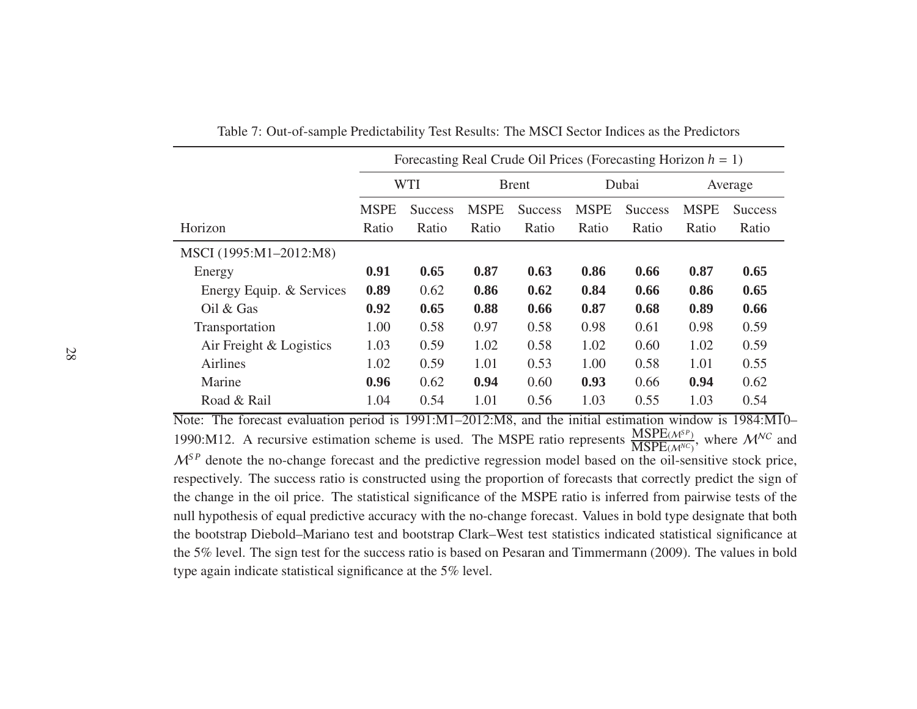Table 7: Out-of-sample Predictability Test Results: The MSCI Sector Indices as the Predictors

| | Forecasting Real Crude Oil Prices (Forecasting Horizon $h = 1$) | | | | | | | |
|---|---|---|---|---|---|---|---|---|
| | WTI | | Brent | | Dubai | | Average | |
| Horizon | MSPE Ratio | Success Ratio | MSPE Ratio | Success Ratio | MSPE Ratio | Success Ratio | MSPE Ratio | Success Ratio |
| MSCI (1995:M1–2012:M8) | | | | | | | | |
| Energy | **0.91** | **0.65** | **0.87** | **0.63** | **0.86** | **0.66** | **0.87** | **0.65** |
| Energy Equip. & Services | **0.89** | 0.62 | **0.86** | **0.62** | **0.84** | **0.66** | **0.86** | **0.65** |
| Oil & Gas | **0.92** | **0.65** | **0.88** | **0.66** | **0.87** | **0.68** | **0.89** | **0.66** |
| Transportation | 1.00 | 0.58 | 0.97 | 0.58 | 0.98 | 0.61 | 0.98 | 0.59 |
| Air Freight & Logistics | 1.03 | 0.59 | 1.02 | 0.58 | 1.02 | 0.60 | 1.02 | 0.59 |
| Airlines | 1.02 | 0.59 | 1.01 | 0.53 | 1.00 | 0.58 | 1.01 | 0.55 |
| Marine | **0.96** | 0.62 | **0.94** | 0.60 | **0.93** | 0.66 | **0.94** | 0.62 |
| Road & Rail | 1.04 | 0.54 | 1.01 | 0.56 | 1.03 | 0.55 | 1.03 | 0.54 |

Note: The forecast evaluation period is 1991:M1–2012:M8, and the initial estimation window is 1984:M10–1990:M12. A recursive estimation scheme is used. The MSPE ratio represents $\frac{\text{MSPE}_{(\mathcal{M}^{SP})}}{\text{MSPE}_{(\mathcal{M}^{NC})}}$, where $\mathcal{M}^{NC}$ and $\mathcal{M}^{SP}$ denote the no-change forecast and the predictive regression model based on the oil-sensitive stock price, respectively. The success ratio is constructed using the proportion of forecasts that correctly predict the sign of the change in the oil price. The statistical significance of the MSPE ratio is inferred from pairwise tests of the null hypothesis of equal predictive accuracy with the no-change forecast. Values in bold type designate that both the bootstrap Diebold–Mariano test and bootstrap Clark–West test statistics indicated statistical significance at the 5% level. The sign test for the success ratio is based on Pesaran and Timmermann (2009). The values in bold type again indicate statistical significance at the 5% level.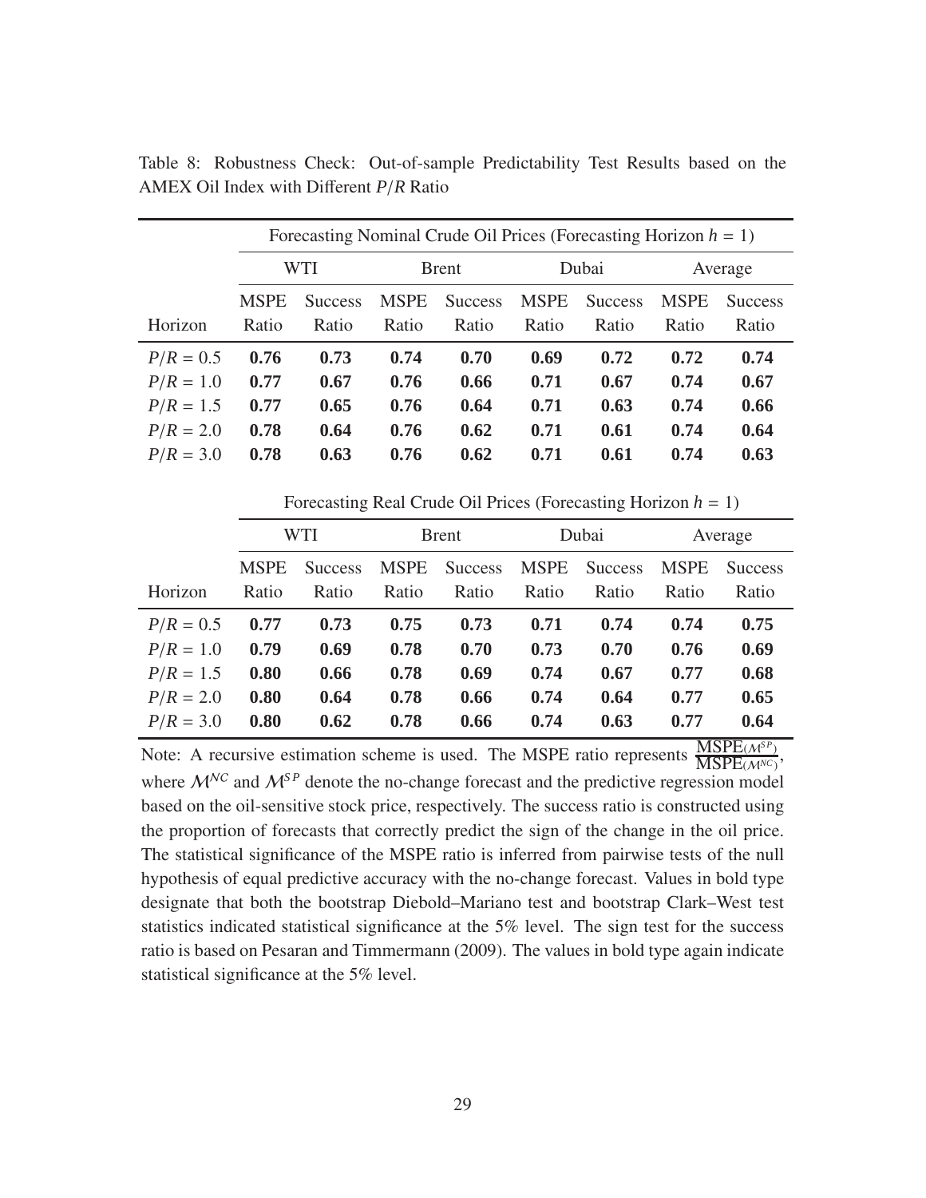Table 8: Robustness Check: Out-of-sample Predictability Test Results based on the AMEX Oil Index with Different $P/R$ Ratio

| | Forecasting Nominal Crude Oil Prices (Forecasting Horizon $h$ = 1) | | | | | | | |
|---|---|---|---|---|---|---|---|---|
| | WTI | | Brent | | Dubai | | Average | |
| Horizon | MSPE Ratio | Success Ratio | MSPE Ratio | Success Ratio | MSPE Ratio | Success Ratio | MSPE Ratio | Success Ratio |
| $P/R = 0.5$ | **0.76** | **0.73** | **0.74** | **0.70** | **0.69** | **0.72** | **0.72** | **0.74** |
| $P/R = 1.0$ | **0.77** | **0.67** | **0.76** | **0.66** | **0.71** | **0.67** | **0.74** | **0.67** |
| $P/R = 1.5$ | **0.77** | **0.65** | **0.76** | **0.64** | **0.71** | **0.63** | **0.74** | **0.66** |
| $P/R = 2.0$ | **0.78** | **0.64** | **0.76** | **0.62** | **0.71** | **0.61** | **0.74** | **0.64** |
| $P/R = 3.0$ | **0.78** | **0.63** | **0.76** | **0.62** | **0.71** | **0.61** | **0.74** | **0.63** |

| | Forecasting Real Crude Oil Prices (Forecasting Horizon $h$ = 1) | | | | | | | |
|---|---|---|---|---|---|---|---|---|
| | WTI | | Brent | | Dubai | | Average | |
| Horizon | MSPE Ratio | Success Ratio | MSPE Ratio | Success Ratio | MSPE Ratio | Success Ratio | MSPE Ratio | Success Ratio |
| $P/R = 0.5$ | **0.77** | **0.73** | **0.75** | **0.73** | **0.71** | **0.74** | **0.74** | **0.75** |
| $P/R = 1.0$ | **0.79** | **0.69** | **0.78** | **0.70** | **0.73** | **0.70** | **0.76** | **0.69** |
| $P/R = 1.5$ | **0.80** | **0.66** | **0.78** | **0.69** | **0.74** | **0.67** | **0.77** | **0.68** |
| $P/R = 2.0$ | **0.80** | **0.64** | **0.78** | **0.66** | **0.74** | **0.64** | **0.77** | **0.65** |
| $P/R = 3.0$ | **0.80** | **0.62** | **0.78** | **0.66** | **0.74** | **0.63** | **0.77** | **0.64** |

Note: A recursive estimation scheme is used. The MSPE ratio represents $\frac{\text{MSPE}(\mathcal{M}^{SP})}{\text{MSPE}(\mathcal{M}^{NC})}$, where $\mathcal{M}^{NC}$ and $\mathcal{M}^{SP}$ denote the no-change forecast and the predictive regression model based on the oil-sensitive stock price, respectively. The success ratio is constructed using the proportion of forecasts that correctly predict the sign of the change in the oil price. The statistical significance of the MSPE ratio is inferred from pairwise tests of the null hypothesis of equal predictive accuracy with the no-change forecast. Values in bold type designate that both the bootstrap Diebold–Mariano test and bootstrap Clark–West test statistics indicated statistical significance at the 5% level. The sign test for the success ratio is based on Pesaran and Timmermann (2009). The values in bold type again indicate statistical significance at the 5% level.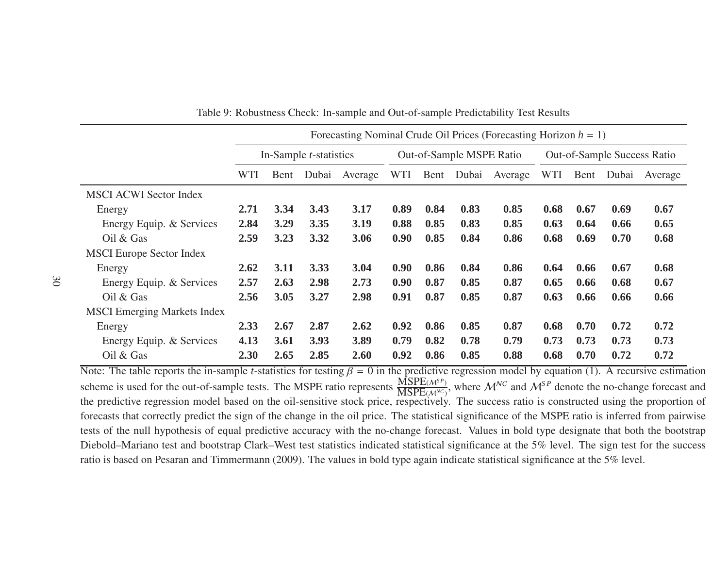Table 9: Robustness Check: In-sample and Out-of-sample Predictability Test Results

| | Forecasting Nominal Crude Oil Prices (Forecasting Horizon $h = 1$) | | | | | | | | | | | |
|---|---|---|---|---|---|---|---|---|---|---|---|---|
| | In-Sample $t$-statistics | | | | Out-of-Sample MSPE Ratio | | | | Out-of-Sample Success Ratio | | | |
| | WTI | Bent | Dubai | Average | WTI | Bent | Dubai | Average | WTI | Bent | Dubai | Average |
| MSCI ACWI Sector Index | | | | | | | | | | | | |
| Energy | **2.71** | **3.34** | **3.43** | **3.17** | **0.89** | **0.84** | **0.83** | **0.85** | **0.68** | **0.67** | **0.69** | **0.67** |
| Energy Equip. & Services | **2.84** | **3.29** | **3.35** | **3.19** | **0.88** | **0.85** | **0.83** | **0.85** | **0.63** | **0.64** | **0.66** | **0.65** |
| Oil & Gas | **2.59** | **3.23** | **3.32** | **3.06** | **0.90** | **0.85** | **0.84** | **0.86** | **0.68** | **0.69** | **0.70** | **0.68** |
| MSCI Europe Sector Index | | | | | | | | | | | | |
| Energy | **2.62** | **3.11** | **3.33** | **3.04** | **0.90** | **0.86** | **0.84** | **0.86** | **0.64** | **0.66** | **0.67** | **0.68** |
| Energy Equip. & Services | **2.57** | **2.63** | **2.98** | **2.73** | **0.90** | **0.87** | **0.85** | **0.87** | **0.65** | **0.66** | **0.68** | **0.67** |
| Oil & Gas | **2.56** | **3.05** | **3.27** | **2.98** | **0.91** | **0.87** | **0.85** | **0.87** | **0.63** | **0.66** | **0.66** | **0.66** |
| MSCI Emerging Markets Index | | | | | | | | | | | | |
| Energy | **2.33** | **2.67** | **2.87** | **2.62** | **0.92** | **0.86** | **0.85** | **0.87** | **0.68** | **0.70** | **0.72** | **0.72** |
| Energy Equip. & Services | **4.13** | **3.61** | **3.93** | **3.89** | **0.79** | **0.82** | **0.78** | **0.79** | **0.73** | **0.73** | **0.73** | **0.73** |
| Oil & Gas | **2.30** | **2.65** | **2.85** | **2.60** | **0.92** | **0.86** | **0.85** | **0.88** | **0.68** | **0.70** | **0.72** | **0.72** |

Note: The table reports the in-sample $t$-statistics for testing $\beta = 0$ in the predictive regression model by equation (1). A recursive estimation scheme is used for the out-of-sample tests. The MSPE ratio represents $\frac{\text{MSPE}_{(\mathcal{M}^{SP})}}{\text{MSPE}_{(\mathcal{M}^{NC})}}$, where $\mathcal{M}^{NC}$ and $\mathcal{M}^{SP}$ denote the no-change forecast and the predictive regression model based on the oil-sensitive stock price, respectively. The success ratio is constructed using the proportion of forecasts that correctly predict the sign of the change in the oil price. The statistical significance of the MSPE ratio is inferred from pairwise tests of the null hypothesis of equal predictive accuracy with the no-change forecast. Values in bold type designate that both the bootstrap Diebold–Mariano test and bootstrap Clark–West test statistics indicated statistical significance at the 5% level. The sign test for the success ratio is based on Pesaran and Timmermann (2009). The values in bold type again indicate statistical significance at the 5% level.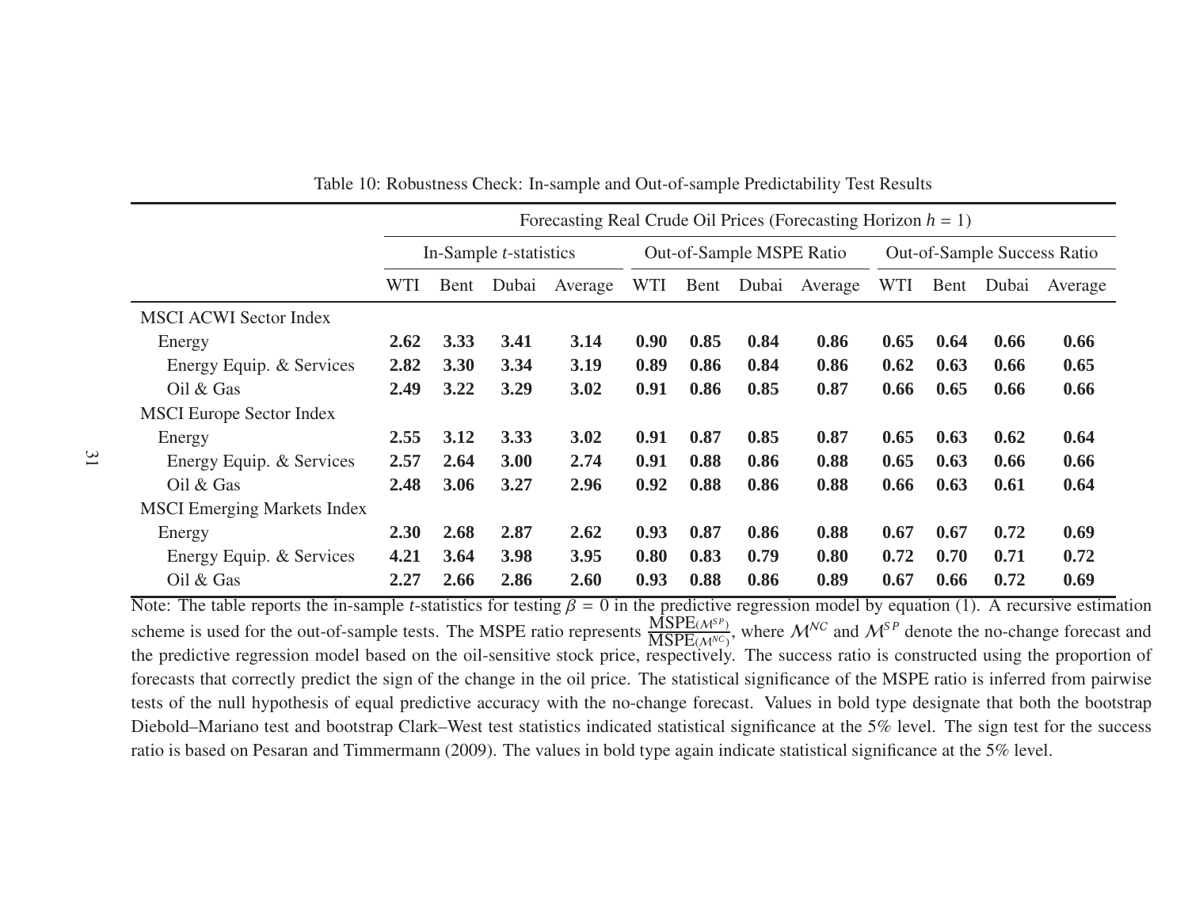Table 10: Robustness Check: In-sample and Out-of-sample Predictability Test Results

| | Forecasting Real Crude Oil Prices (Forecasting Horizon $h$ = 1) | | | | | | | | | | | |
|---|---|---|---|---|---|---|---|---|---|---|---|---|
| | In-Sample $t$-statistics | | | | Out-of-Sample MSPE Ratio | | | | Out-of-Sample Success Ratio | | | |
| | WTI | Bent | Dubai | Average | WTI | Bent | Dubai | Average | WTI | Bent | Dubai | Average |
| MSCI ACWI Sector Index | | | | | | | | | | | | |
| Energy | **2.62** | **3.33** | **3.41** | **3.14** | **0.90** | **0.85** | **0.84** | **0.86** | **0.65** | **0.64** | **0.66** | **0.66** |
| Energy Equip. & Services | **2.82** | **3.30** | **3.34** | **3.19** | **0.89** | **0.86** | **0.84** | **0.86** | **0.62** | **0.63** | **0.66** | **0.65** |
| Oil & Gas | **2.49** | **3.22** | **3.29** | **3.02** | **0.91** | **0.86** | **0.85** | **0.87** | **0.66** | **0.65** | **0.66** | **0.66** |
| MSCI Europe Sector Index | | | | | | | | | | | | |
| Energy | **2.55** | **3.12** | **3.33** | **3.02** | **0.91** | **0.87** | **0.85** | **0.87** | **0.65** | **0.63** | **0.62** | **0.64** |
| Energy Equip. & Services | **2.57** | **2.64** | **3.00** | **2.74** | **0.91** | **0.88** | **0.86** | **0.88** | **0.65** | **0.63** | **0.66** | **0.66** |
| Oil & Gas | **2.48** | **3.06** | **3.27** | **2.96** | **0.92** | **0.88** | **0.86** | **0.88** | **0.66** | **0.63** | **0.61** | **0.64** |
| MSCI Emerging Markets Index | | | | | | | | | | | | |
| Energy | **2.30** | **2.68** | **2.87** | **2.62** | **0.93** | **0.87** | **0.86** | **0.88** | **0.67** | **0.67** | **0.72** | **0.69** |
| Energy Equip. & Services | **4.21** | **3.64** | **3.98** | **3.95** | **0.80** | **0.83** | **0.79** | **0.80** | **0.72** | **0.70** | **0.71** | **0.72** |
| Oil & Gas | **2.27** | **2.66** | **2.86** | **2.60** | **0.93** | **0.88** | **0.86** | **0.89** | **0.67** | **0.66** | **0.72** | **0.69** |

Note: The table reports the in-sample $t$-statistics for testing $\beta = 0$ in the predictive regression model by equation (1). A recursive estimation scheme is used for the out-of-sample tests. The MSPE ratio represents $\frac{\text{MSPE}(\mathcal{M}^{SP})}{\text{MSPE}(\mathcal{M}^{NC})}$, where $\mathcal{M}^{NC}$ and $\mathcal{M}^{SP}$ denote the no-change forecast and the predictive regression model based on the oil-sensitive stock price, respectively. The success ratio is constructed using the proportion of forecasts that correctly predict the sign of the change in the oil price. The statistical significance of the MSPE ratio is inferred from pairwise tests of the null hypothesis of equal predictive accuracy with the no-change forecast. Values in bold type designate that both the bootstrap Diebold–Mariano test and bootstrap Clark–West test statistics indicated statistical significance at the 5% level. The sign test for the success ratio is based on Pesaran and Timmermann (2009). The values in bold type again indicate statistical significance at the 5% level.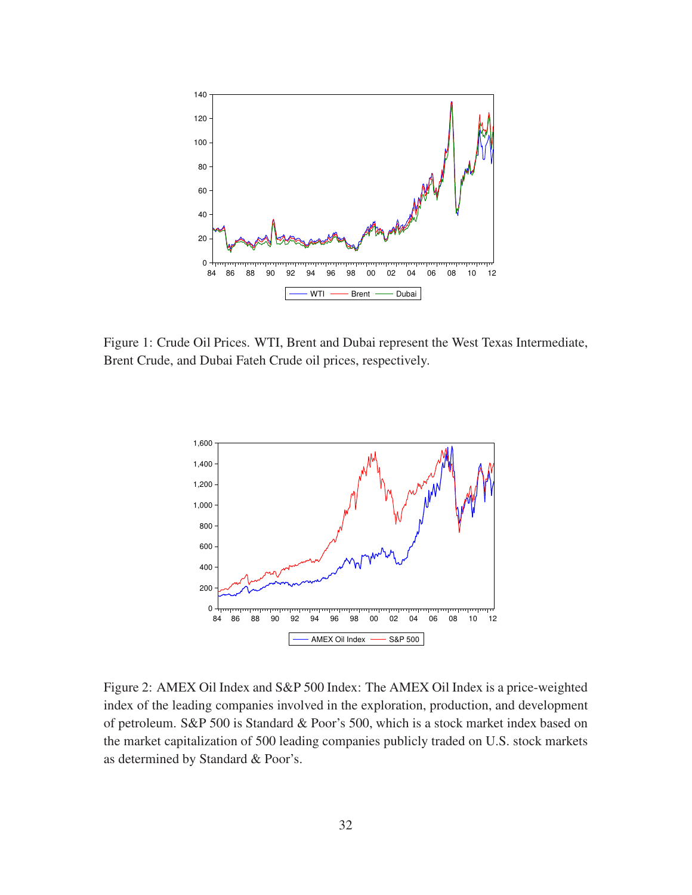Figure 1: Crude Oil Prices. WTI, Brent and Dubai represent the West Texas Intermediate, Brent Crude, and Dubai Fateh Crude oil prices, respectively.

Figure 2: AMEX Oil Index and S&P 500 Index: The AMEX Oil Index is a price-weighted index of the leading companies involved in the exploration, production, and development of petroleum. S&P 500 is Standard & Poor's 500, which is a stock market index based on the market capitalization of 500 leading companies publicly traded on U.S. stock markets as determined by Standard & Poor's.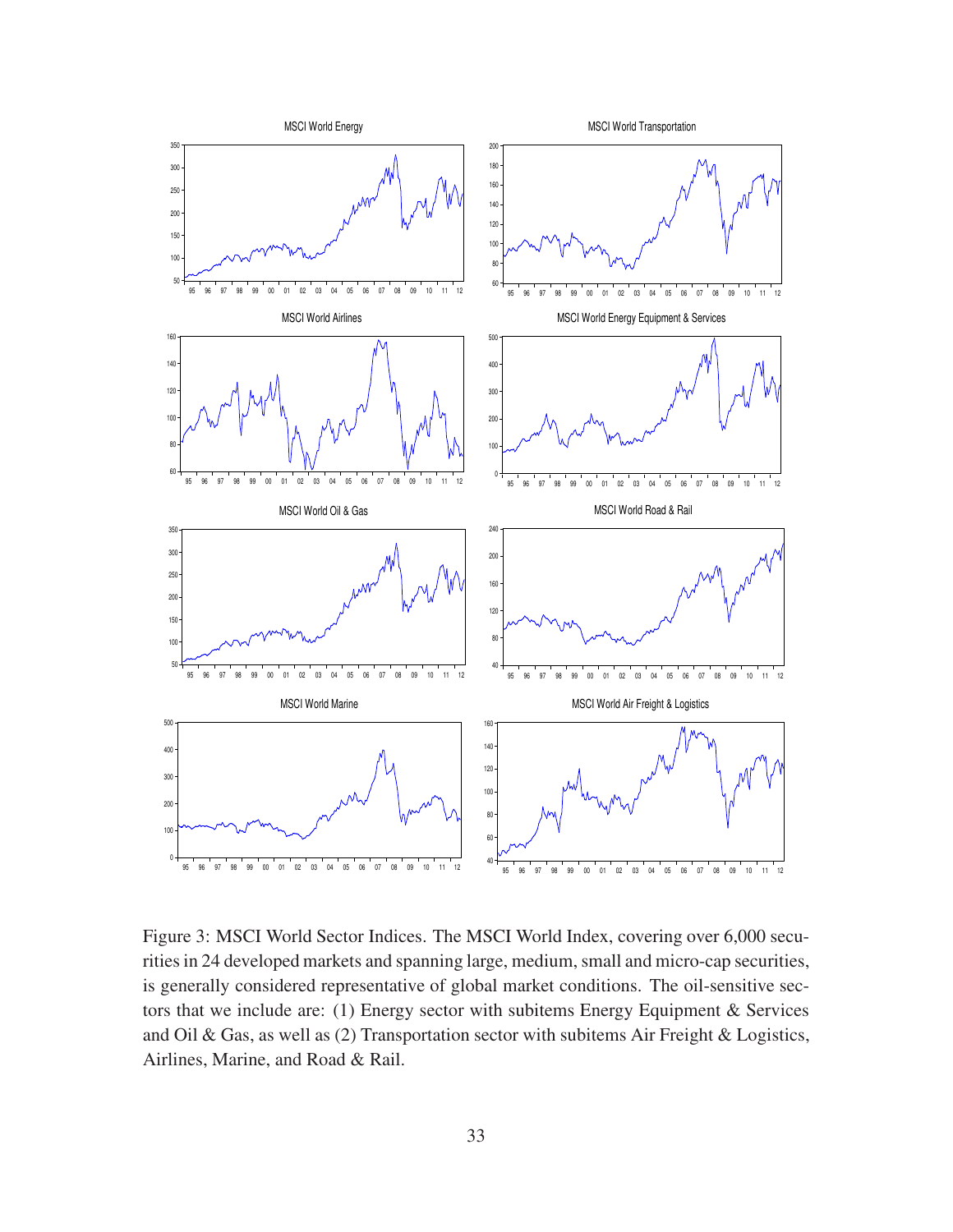MSCI World Energy

350
300
250
200
150
100
50

95 96 97 98 99 00 01 02 03 04 05 06 07 08 09 10 11 12

MSCI World Transportation

200
180
160
140
120
100
80
60

95 96 97 98 99 00 01 02 03 04 05 06 07 08 09 10 11 12

MSCI World Airlines

160
140
120
100
80
60

95 96 97 98 99 00 01 02 03 04 05 06 07 08 09 10 11 12

MSCI World Energy Equipment & Services

500
400
300
200
100
0

95 96 97 98 99 00 01 02 03 04 05 06 07 08 09 10 11 12

MSCI World Oil & Gas

350
300
250
200
150
100
50

95 96 97 98 99 00 01 02 03 04 05 06 07 08 09 10 11 12

MSCI World Road & Rail

240
200
160
120
80
40

95 96 97 98 99 00 01 02 03 04 05 06 07 08 09 10 11 12

MSCI World Marine

500
400
300
200
100
0

95 96 97 98 99 00 01 02 03 04 05 06 07 08 09 10 11 12

MSCI World Air Freight & Logistics

160
140
120
100
80
60
40

95 96 97 98 99 00 01 02 03 04 05 06 07 08 09 10 11 12

Figure 3: MSCI World Sector Indices. The MSCI World Index, covering over 6,000 securities in 24 developed markets and spanning large, medium, small and micro-cap securities, is generally considered representative of global market conditions. The oil-sensitive sectors that we include are: (1) Energy sector with subitems Energy Equipment & Services and Oil & Gas, as well as (2) Transportation sector with subitems Air Freight & Logistics, Airlines, Marine, and Road & Rail.